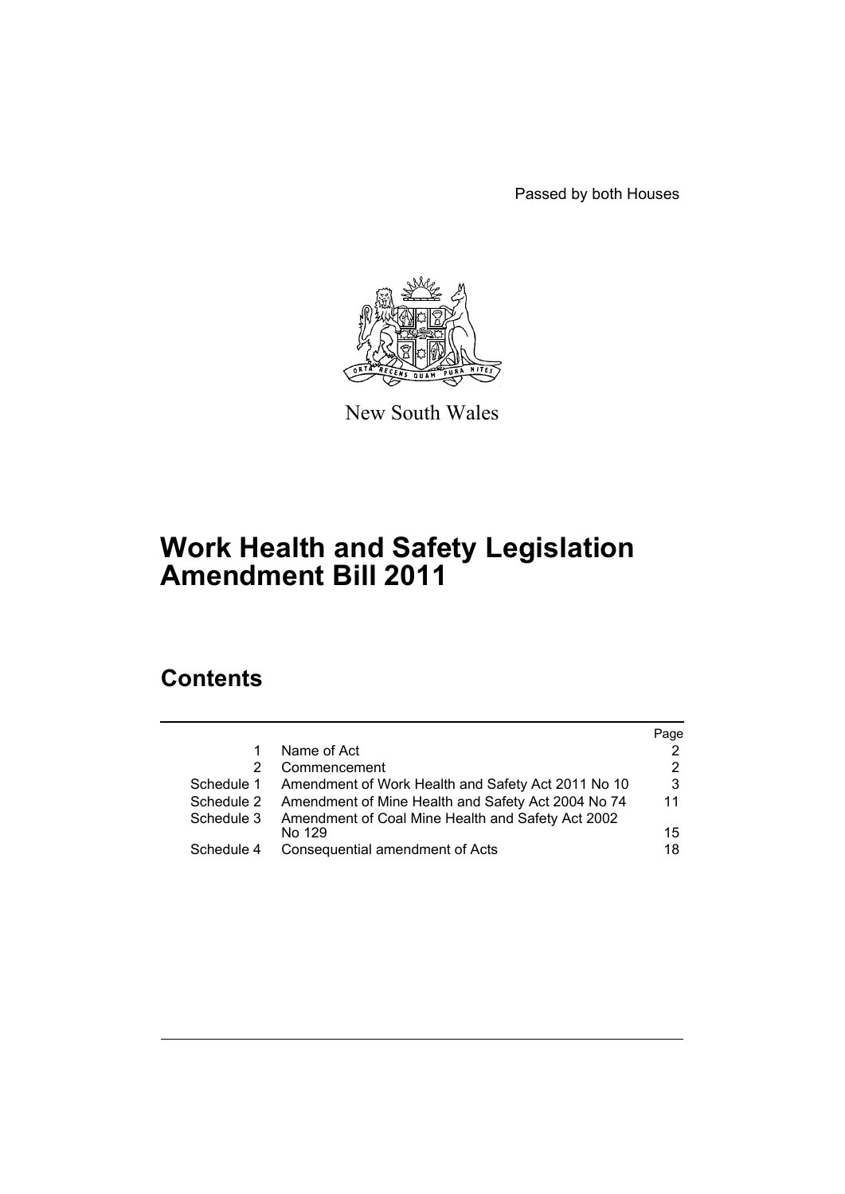Passed by both Houses

New South Wales

# Work Health and Safety Legislation Amendment Bill 2011

## Contents

| | | Page |
|---|---|---|
| 1 | Name of Act | 2 |
| 2 | Commencement | 2 |
| Schedule 1 | Amendment of Work Health and Safety Act 2011 No 10 | 3 |
| Schedule 2 | Amendment of Mine Health and Safety Act 2004 No 74 | 11 |
| Schedule 3 | Amendment of Coal Mine Health and Safety Act 2002 No 129 | 15 |
| Schedule 4 | Consequential amendment of Acts | 18 |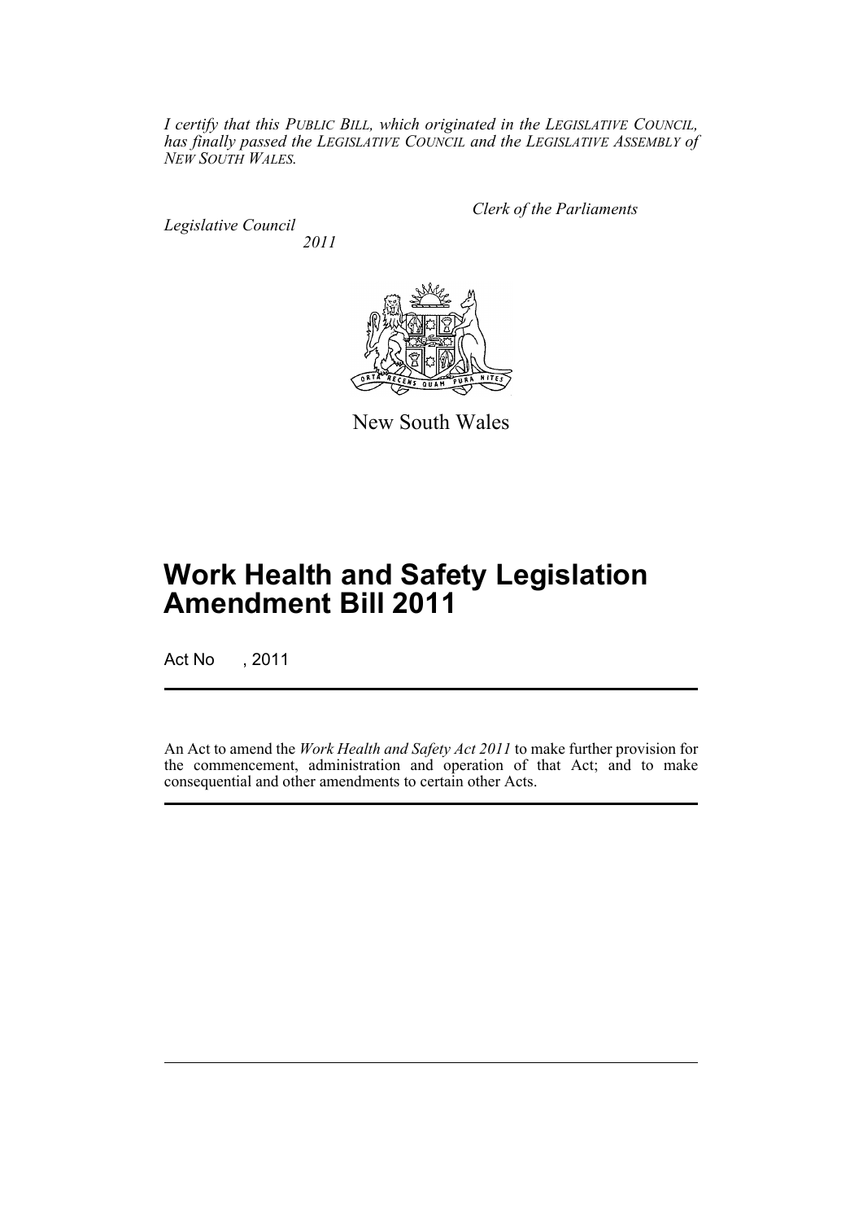*I certify that this PUBLIC BILL, which originated in the LEGISLATIVE COUNCIL, has finally passed the LEGISLATIVE COUNCIL and the LEGISLATIVE ASSEMBLY of NEW SOUTH WALES.*

*Clerk of the Parliaments*

*Legislative Council*

*2011*

New South Wales

# Work Health and Safety Legislation Amendment Bill 2011

Act No , 2011

An Act to amend the *Work Health and Safety Act 2011* to make further provision for the commencement, administration and operation of that Act; and to make consequential and other amendments to certain other Acts.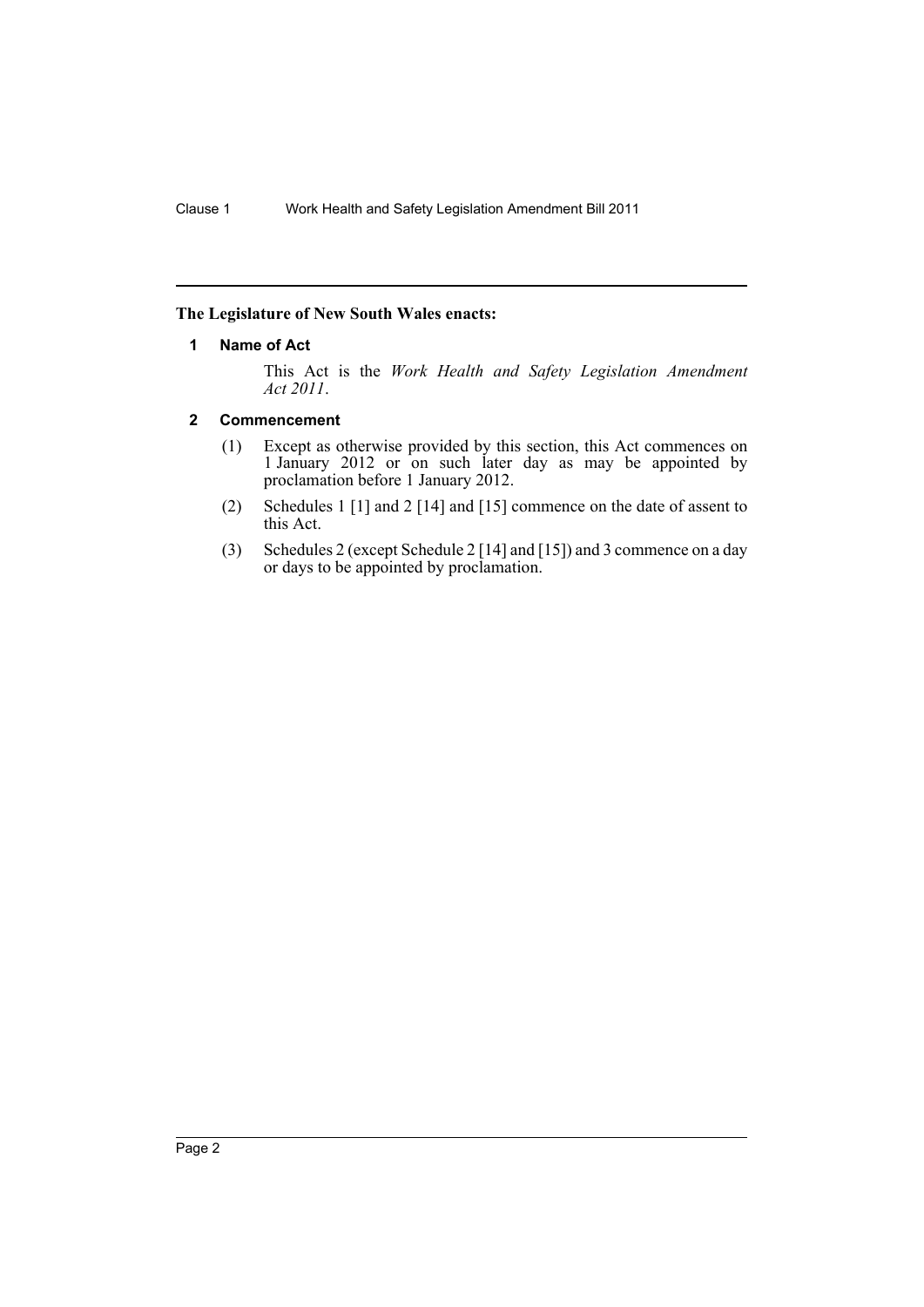**The Legislature of New South Wales enacts:**

## 1 Name of Act

This Act is the *Work Health and Safety Legislation Amendment Act 2011*.

## 2 Commencement

(1) Except as otherwise provided by this section, this Act commences on 1 January 2012 or on such later day as may be appointed by proclamation before 1 January 2012.

(2) Schedules 1 [1] and 2 [14] and [15] commence on the date of assent to this Act.

(3) Schedules 2 (except Schedule 2 [14] and [15]) and 3 commence on a day or days to be appointed by proclamation.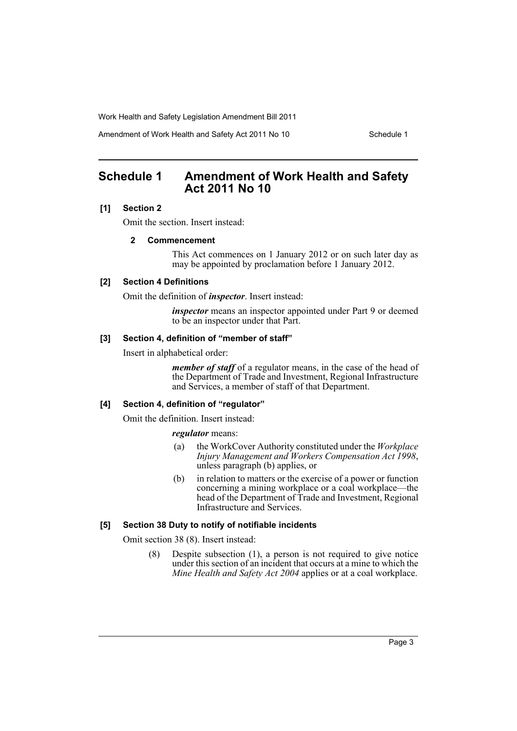# Schedule 1 Amendment of Work Health and Safety Act 2011 No 10

### [1] Section 2

Omit the section. Insert instead:

#### 2 Commencement

This Act commences on 1 January 2012 or on such later day as may be appointed by proclamation before 1 January 2012.

### [2] Section 4 Definitions

Omit the definition of ***inspector***. Insert instead:

> ***inspector*** means an inspector appointed under Part 9 or deemed to be an inspector under that Part.

### [3] Section 4, definition of "member of staff"

Insert in alphabetical order:

> ***member of staff*** of a regulator means, in the case of the head of the Department of Trade and Investment, Regional Infrastructure and Services, a member of staff of that Department.

### [4] Section 4, definition of "regulator"

Omit the definition. Insert instead:

> ***regulator*** means:
>
> (a) the WorkCover Authority constituted under the *Workplace Injury Management and Workers Compensation Act 1998*, unless paragraph (b) applies, or
>
> (b) in relation to matters or the exercise of a power or function concerning a mining workplace or a coal workplace—the head of the Department of Trade and Investment, Regional Infrastructure and Services.

### [5] Section 38 Duty to notify of notifiable incidents

Omit section 38 (8). Insert instead:

> (8) Despite subsection (1), a person is not required to give notice under this section of an incident that occurs at a mine to which the *Mine Health and Safety Act 2004* applies or at a coal workplace.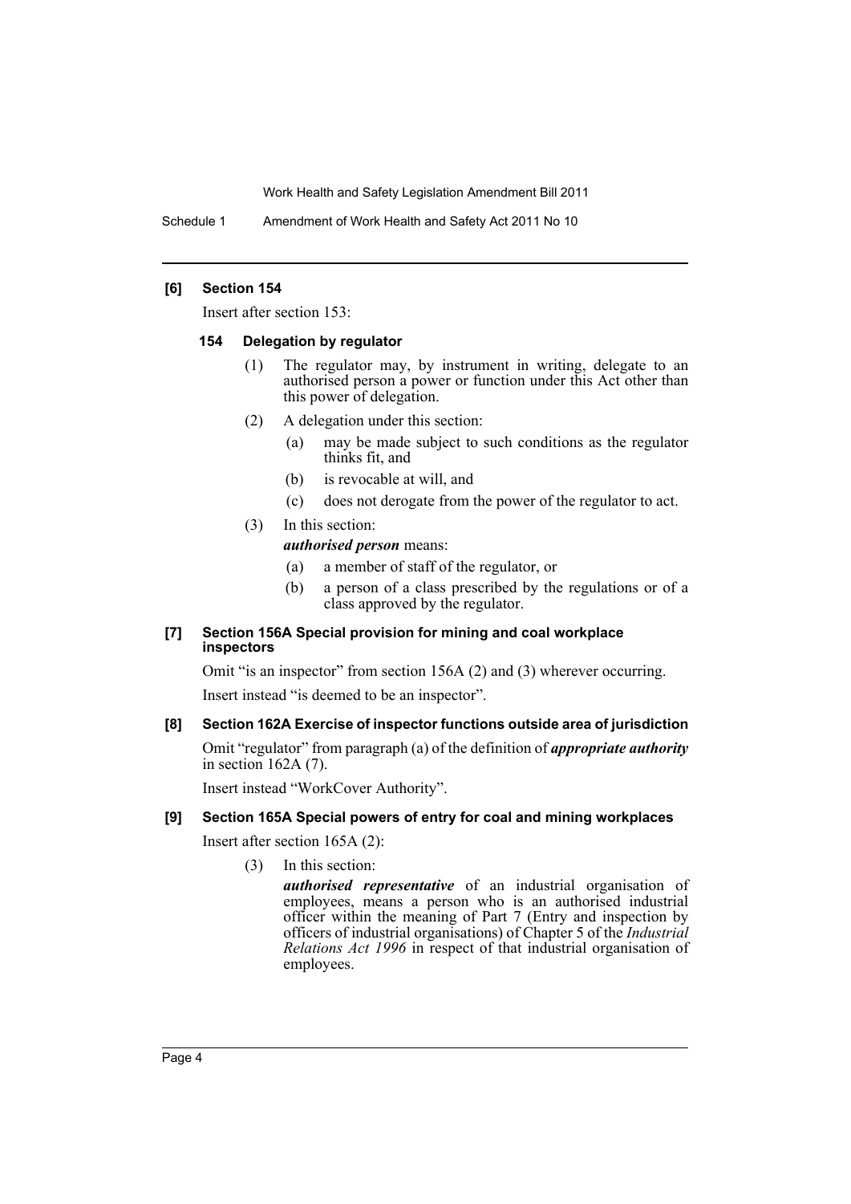**[6] Section 154**

Insert after section 153:

**154 Delegation by regulator**

(1) The regulator may, by instrument in writing, delegate to an authorised person a power or function under this Act other than this power of delegation.

(2) A delegation under this section:

(a) may be made subject to such conditions as the regulator thinks fit, and

(b) is revocable at will, and

(c) does not derogate from the power of the regulator to act.

(3) In this section:

***authorised person*** means:

(a) a member of staff of the regulator, or

(b) a person of a class prescribed by the regulations or of a class approved by the regulator.

**[7] Section 156A Special provision for mining and coal workplace inspectors**

Omit "is an inspector" from section 156A (2) and (3) wherever occurring.

Insert instead "is deemed to be an inspector".

**[8] Section 162A Exercise of inspector functions outside area of jurisdiction**

Omit "regulator" from paragraph (a) of the definition of ***appropriate authority*** in section 162A (7).

Insert instead "WorkCover Authority".

**[9] Section 165A Special powers of entry for coal and mining workplaces**

Insert after section 165A (2):

(3) In this section:

***authorised representative*** of an industrial organisation of employees, means a person who is an authorised industrial officer within the meaning of Part 7 (Entry and inspection by officers of industrial organisations) of Chapter 5 of the *Industrial Relations Act 1996* in respect of that industrial organisation of employees.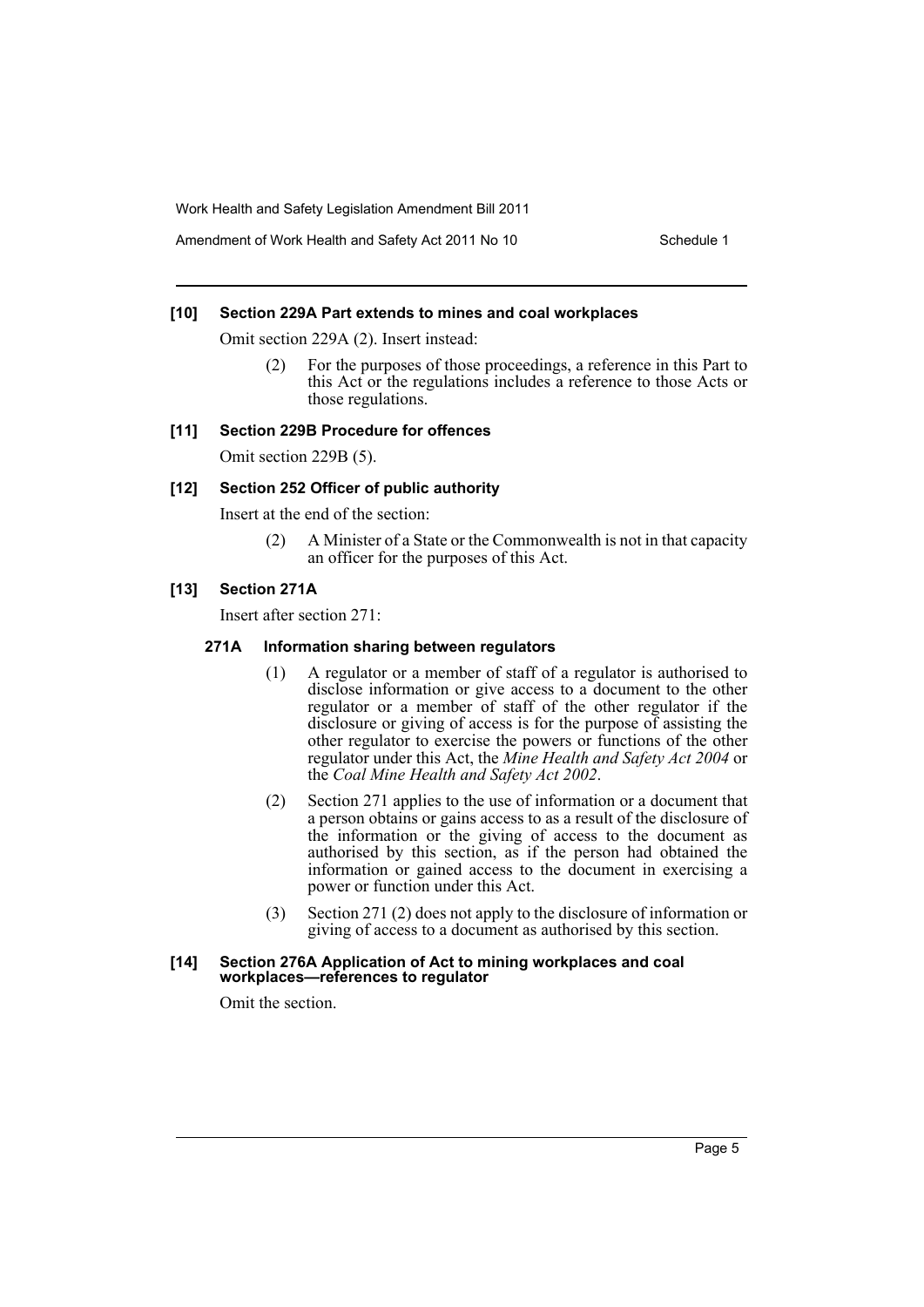#### [10] Section 229A Part extends to mines and coal workplaces

Omit section 229A (2). Insert instead:

(2) For the purposes of those proceedings, a reference in this Part to this Act or the regulations includes a reference to those Acts or those regulations.

#### [11] Section 229B Procedure for offences

Omit section 229B (5).

#### [12] Section 252 Officer of public authority

Insert at the end of the section:

(2) A Minister of a State or the Commonwealth is not in that capacity an officer for the purposes of this Act.

#### [13] Section 271A

Insert after section 271:

##### 271A Information sharing between regulators

(1) A regulator or a member of staff of a regulator is authorised to disclose information or give access to a document to the other regulator or a member of staff of the other regulator if the disclosure or giving of access is for the purpose of assisting the other regulator to exercise the powers or functions of the other regulator under this Act, the *Mine Health and Safety Act 2004* or the *Coal Mine Health and Safety Act 2002*.

(2) Section 271 applies to the use of information or a document that a person obtains or gains access to as a result of the disclosure of the information or the giving of access to the document as authorised by this section, as if the person had obtained the information or gained access to the document in exercising a power or function under this Act.

(3) Section 271 (2) does not apply to the disclosure of information or giving of access to a document as authorised by this section.

#### [14] Section 276A Application of Act to mining workplaces and coal workplaces—references to regulator

Omit the section.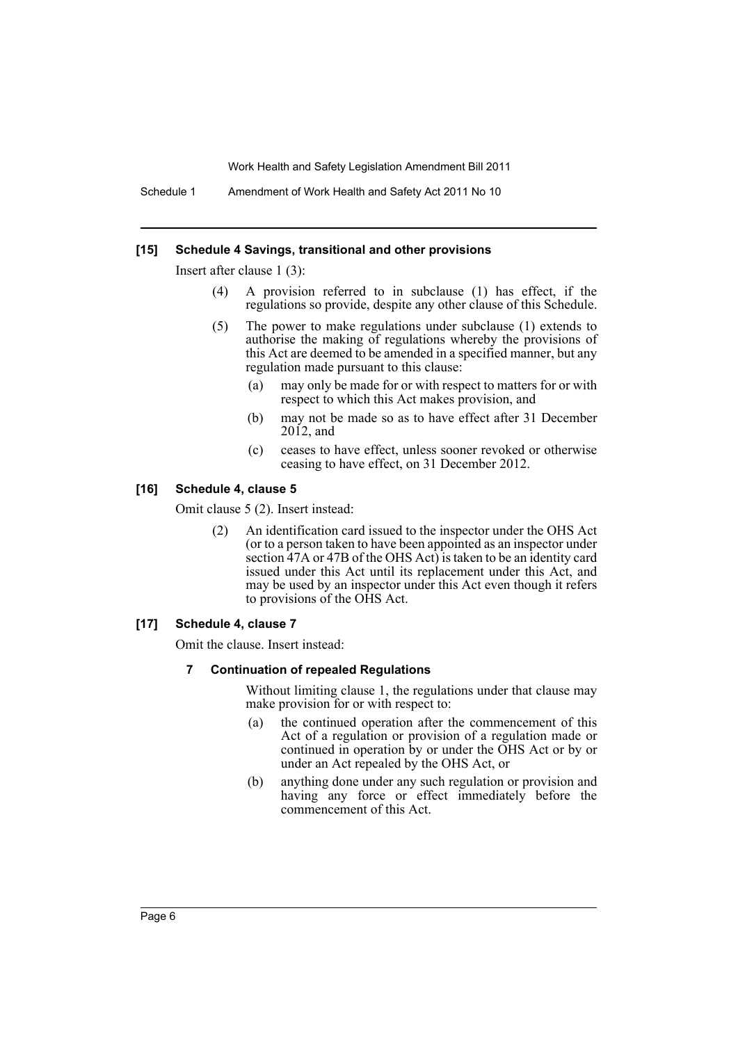### [15] Schedule 4 Savings, transitional and other provisions

Insert after clause 1 (3):

(4) A provision referred to in subclause (1) has effect, if the regulations so provide, despite any other clause of this Schedule.

(5) The power to make regulations under subclause (1) extends to authorise the making of regulations whereby the provisions of this Act are deemed to be amended in a specified manner, but any regulation made pursuant to this clause:

- (a) may only be made for or with respect to matters for or with respect to which this Act makes provision, and
- (b) may not be made so as to have effect after 31 December 2012, and
- (c) ceases to have effect, unless sooner revoked or otherwise ceasing to have effect, on 31 December 2012.

### [16] Schedule 4, clause 5

Omit clause 5 (2). Insert instead:

(2) An identification card issued to the inspector under the OHS Act (or to a person taken to have been appointed as an inspector under section 47A or 47B of the OHS Act) is taken to be an identity card issued under this Act until its replacement under this Act, and may be used by an inspector under this Act even though it refers to provisions of the OHS Act.

### [17] Schedule 4, clause 7

Omit the clause. Insert instead:

#### 7 Continuation of repealed Regulations

Without limiting clause 1, the regulations under that clause may make provision for or with respect to:

- (a) the continued operation after the commencement of this Act of a regulation or provision of a regulation made or continued in operation by or under the OHS Act or by or under an Act repealed by the OHS Act, or
- (b) anything done under any such regulation or provision and having any force or effect immediately before the commencement of this Act.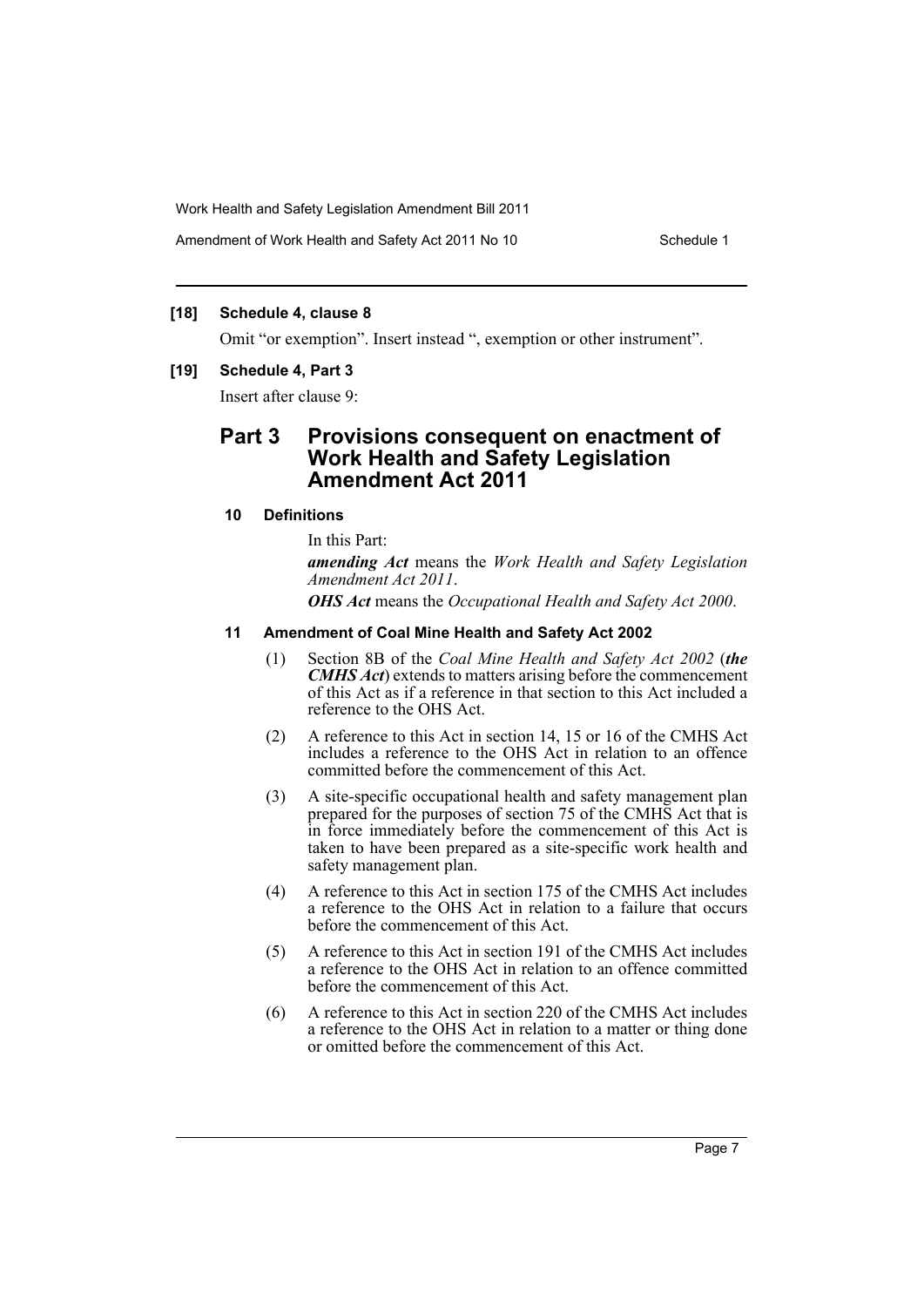**[18] Schedule 4, clause 8**

Omit "or exemption". Insert instead ", exemption or other instrument".

**[19] Schedule 4, Part 3**

Insert after clause 9:

## Part 3 Provisions consequent on enactment of Work Health and Safety Legislation Amendment Act 2011

### 10 Definitions

In this Part:

***amending Act*** means the *Work Health and Safety Legislation Amendment Act 2011*.

***OHS Act*** means the *Occupational Health and Safety Act 2000*.

### 11 Amendment of Coal Mine Health and Safety Act 2002

(1) Section 8B of the *Coal Mine Health and Safety Act 2002* (***the CMHS Act***) extends to matters arising before the commencement of this Act as if a reference in that section to this Act included a reference to the OHS Act.

(2) A reference to this Act in section 14, 15 or 16 of the CMHS Act includes a reference to the OHS Act in relation to an offence committed before the commencement of this Act.

(3) A site-specific occupational health and safety management plan prepared for the purposes of section 75 of the CMHS Act that is in force immediately before the commencement of this Act is taken to have been prepared as a site-specific work health and safety management plan.

(4) A reference to this Act in section 175 of the CMHS Act includes a reference to the OHS Act in relation to a failure that occurs before the commencement of this Act.

(5) A reference to this Act in section 191 of the CMHS Act includes a reference to the OHS Act in relation to an offence committed before the commencement of this Act.

(6) A reference to this Act in section 220 of the CMHS Act includes a reference to the OHS Act in relation to a matter or thing done or omitted before the commencement of this Act.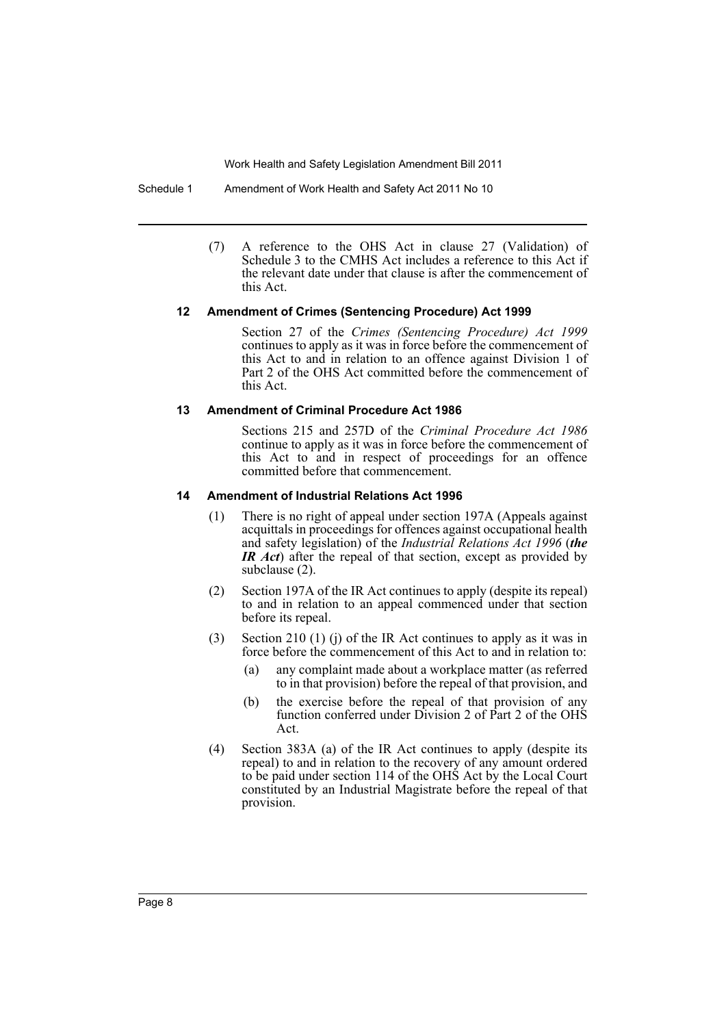(7) A reference to the OHS Act in clause 27 (Validation) of Schedule 3 to the CMHS Act includes a reference to this Act if the relevant date under that clause is after the commencement of this Act.

### 12 Amendment of Crimes (Sentencing Procedure) Act 1999

Section 27 of the *Crimes (Sentencing Procedure) Act 1999* continues to apply as it was in force before the commencement of this Act to and in relation to an offence against Division 1 of Part 2 of the OHS Act committed before the commencement of this Act.

### 13 Amendment of Criminal Procedure Act 1986

Sections 215 and 257D of the *Criminal Procedure Act 1986* continue to apply as it was in force before the commencement of this Act to and in respect of proceedings for an offence committed before that commencement.

### 14 Amendment of Industrial Relations Act 1996

(1) There is no right of appeal under section 197A (Appeals against acquittals in proceedings for offences against occupational health and safety legislation) of the *Industrial Relations Act 1996* (***the IR Act***) after the repeal of that section, except as provided by subclause (2).

(2) Section 197A of the IR Act continues to apply (despite its repeal) to and in relation to an appeal commenced under that section before its repeal.

(3) Section 210 (1) (j) of the IR Act continues to apply as it was in force before the commencement of this Act to and in relation to:

- (a) any complaint made about a workplace matter (as referred to in that provision) before the repeal of that provision, and
- (b) the exercise before the repeal of that provision of any function conferred under Division 2 of Part 2 of the OHS Act.

(4) Section 383A (a) of the IR Act continues to apply (despite its repeal) to and in relation to the recovery of any amount ordered to be paid under section 114 of the OHS Act by the Local Court constituted by an Industrial Magistrate before the repeal of that provision.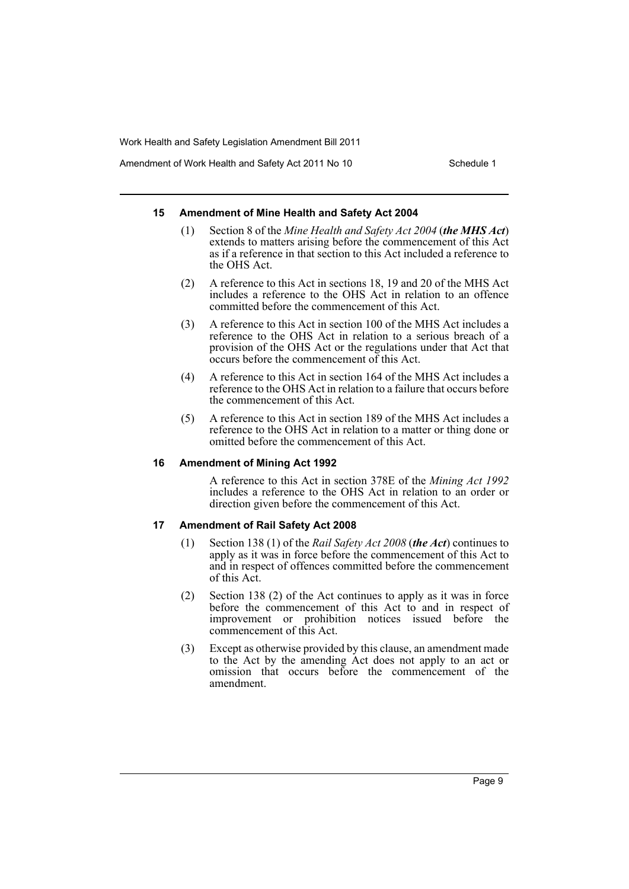### 15 Amendment of Mine Health and Safety Act 2004

(1) Section 8 of the *Mine Health and Safety Act 2004* (***the MHS Act***) extends to matters arising before the commencement of this Act as if a reference in that section to this Act included a reference to the OHS Act.

(2) A reference to this Act in sections 18, 19 and 20 of the MHS Act includes a reference to the OHS Act in relation to an offence committed before the commencement of this Act.

(3) A reference to this Act in section 100 of the MHS Act includes a reference to the OHS Act in relation to a serious breach of a provision of the OHS Act or the regulations under that Act that occurs before the commencement of this Act.

(4) A reference to this Act in section 164 of the MHS Act includes a reference to the OHS Act in relation to a failure that occurs before the commencement of this Act.

(5) A reference to this Act in section 189 of the MHS Act includes a reference to the OHS Act in relation to a matter or thing done or omitted before the commencement of this Act.

### 16 Amendment of Mining Act 1992

A reference to this Act in section 378E of the *Mining Act 1992* includes a reference to the OHS Act in relation to an order or direction given before the commencement of this Act.

### 17 Amendment of Rail Safety Act 2008

(1) Section 138 (1) of the *Rail Safety Act 2008* (***the Act***) continues to apply as it was in force before the commencement of this Act to and in respect of offences committed before the commencement of this Act.

(2) Section 138 (2) of the Act continues to apply as it was in force before the commencement of this Act to and in respect of improvement or prohibition notices issued before the commencement of this Act.

(3) Except as otherwise provided by this clause, an amendment made to the Act by the amending Act does not apply to an act or omission that occurs before the commencement of the amendment.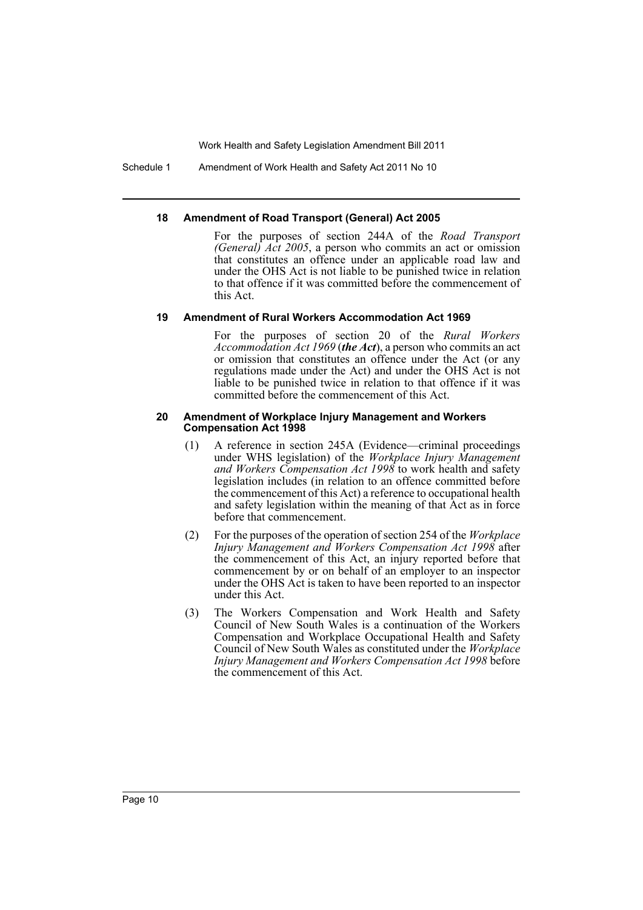#### 18 Amendment of Road Transport (General) Act 2005

For the purposes of section 244A of the *Road Transport (General) Act 2005*, a person who commits an act or omission that constitutes an offence under an applicable road law and under the OHS Act is not liable to be punished twice in relation to that offence if it was committed before the commencement of this Act.

#### 19 Amendment of Rural Workers Accommodation Act 1969

For the purposes of section 20 of the *Rural Workers Accommodation Act 1969* (***the Act***), a person who commits an act or omission that constitutes an offence under the Act (or any regulations made under the Act) and under the OHS Act is not liable to be punished twice in relation to that offence if it was committed before the commencement of this Act.

#### 20 Amendment of Workplace Injury Management and Workers Compensation Act 1998

(1) A reference in section 245A (Evidence—criminal proceedings under WHS legislation) of the *Workplace Injury Management and Workers Compensation Act 1998* to work health and safety legislation includes (in relation to an offence committed before the commencement of this Act) a reference to occupational health and safety legislation within the meaning of that Act as in force before that commencement.

(2) For the purposes of the operation of section 254 of the *Workplace Injury Management and Workers Compensation Act 1998* after the commencement of this Act, an injury reported before that commencement by or on behalf of an employer to an inspector under the OHS Act is taken to have been reported to an inspector under this Act.

(3) The Workers Compensation and Work Health and Safety Council of New South Wales is a continuation of the Workers Compensation and Workplace Occupational Health and Safety Council of New South Wales as constituted under the *Workplace Injury Management and Workers Compensation Act 1998* before the commencement of this Act.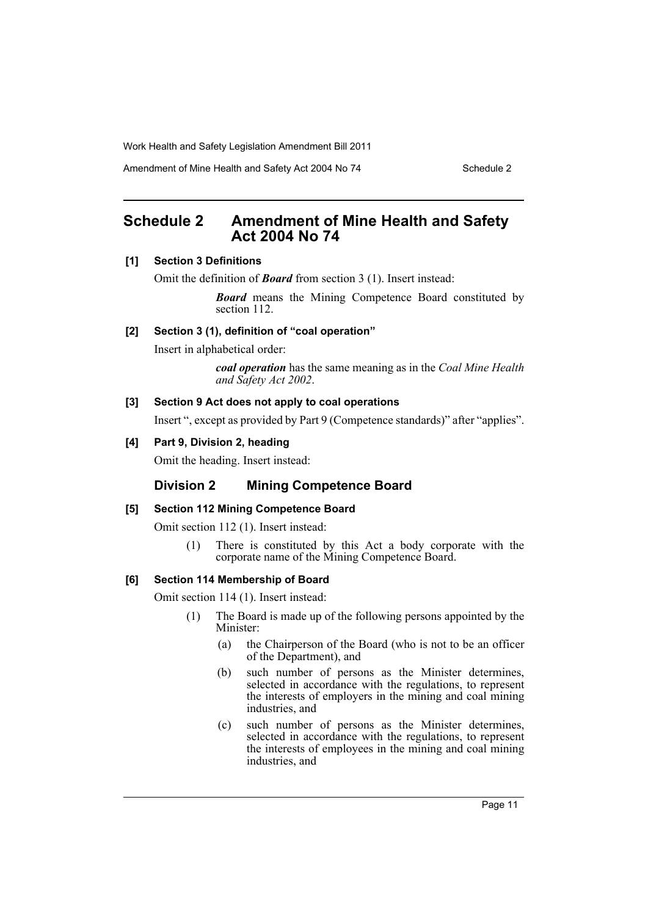## Schedule 2 Amendment of Mine Health and Safety Act 2004 No 74

**[1] Section 3 Definitions**

Omit the definition of ***Board*** from section 3 (1). Insert instead:

> ***Board*** means the Mining Competence Board constituted by section 112.

**[2] Section 3 (1), definition of "coal operation"**

Insert in alphabetical order:

> ***coal operation*** has the same meaning as in the *Coal Mine Health and Safety Act 2002*.

**[3] Section 9 Act does not apply to coal operations**

Insert ", except as provided by Part 9 (Competence standards)" after "applies".

**[4] Part 9, Division 2, heading**

Omit the heading. Insert instead:

### Division 2 Mining Competence Board

**[5] Section 112 Mining Competence Board**

Omit section 112 (1). Insert instead:

> (1) There is constituted by this Act a body corporate with the corporate name of the Mining Competence Board.

**[6] Section 114 Membership of Board**

Omit section 114 (1). Insert instead:

> (1) The Board is made up of the following persons appointed by the Minister:
>
> (a) the Chairperson of the Board (who is not to be an officer of the Department), and
>
> (b) such number of persons as the Minister determines, selected in accordance with the regulations, to represent the interests of employers in the mining and coal mining industries, and
>
> (c) such number of persons as the Minister determines, selected in accordance with the regulations, to represent the interests of employees in the mining and coal mining industries, and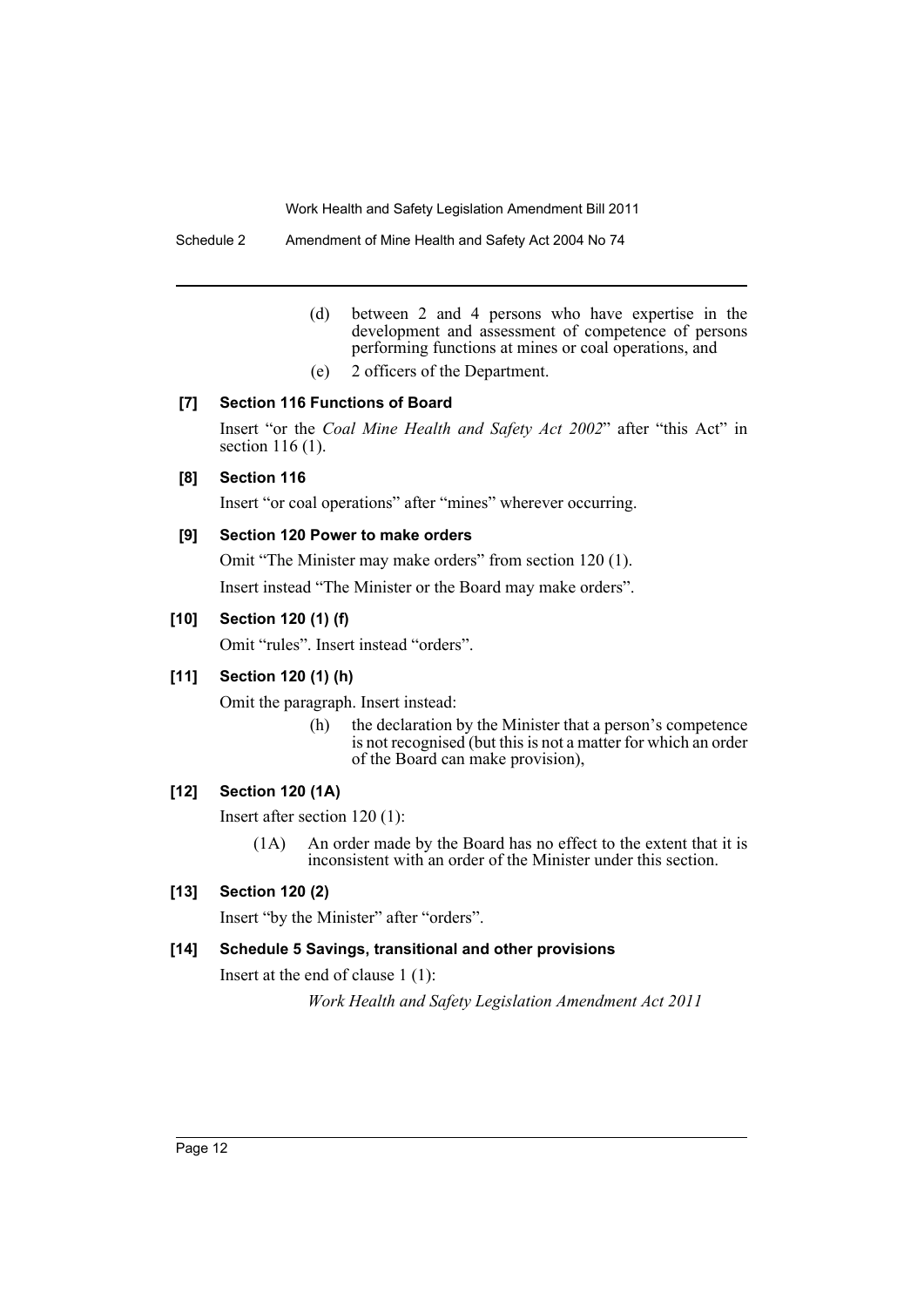(d) between 2 and 4 persons who have expertise in the development and assessment of competence of persons performing functions at mines or coal operations, and

(e) 2 officers of the Department.

### [7] Section 116 Functions of Board

Insert "or the *Coal Mine Health and Safety Act 2002*" after "this Act" in section 116 (1).

### [8] Section 116

Insert "or coal operations" after "mines" wherever occurring.

### [9] Section 120 Power to make orders

Omit "The Minister may make orders" from section 120 (1).

Insert instead "The Minister or the Board may make orders".

### [10] Section 120 (1) (f)

Omit "rules". Insert instead "orders".

### [11] Section 120 (1) (h)

Omit the paragraph. Insert instead:

> (h) the declaration by the Minister that a person's competence is not recognised (but this is not a matter for which an order of the Board can make provision),

### [12] Section 120 (1A)

Insert after section 120 (1):

> (1A) An order made by the Board has no effect to the extent that it is inconsistent with an order of the Minister under this section.

### [13] Section 120 (2)

Insert "by the Minister" after "orders".

### [14] Schedule 5 Savings, transitional and other provisions

Insert at the end of clause 1 (1):

> *Work Health and Safety Legislation Amendment Act 2011*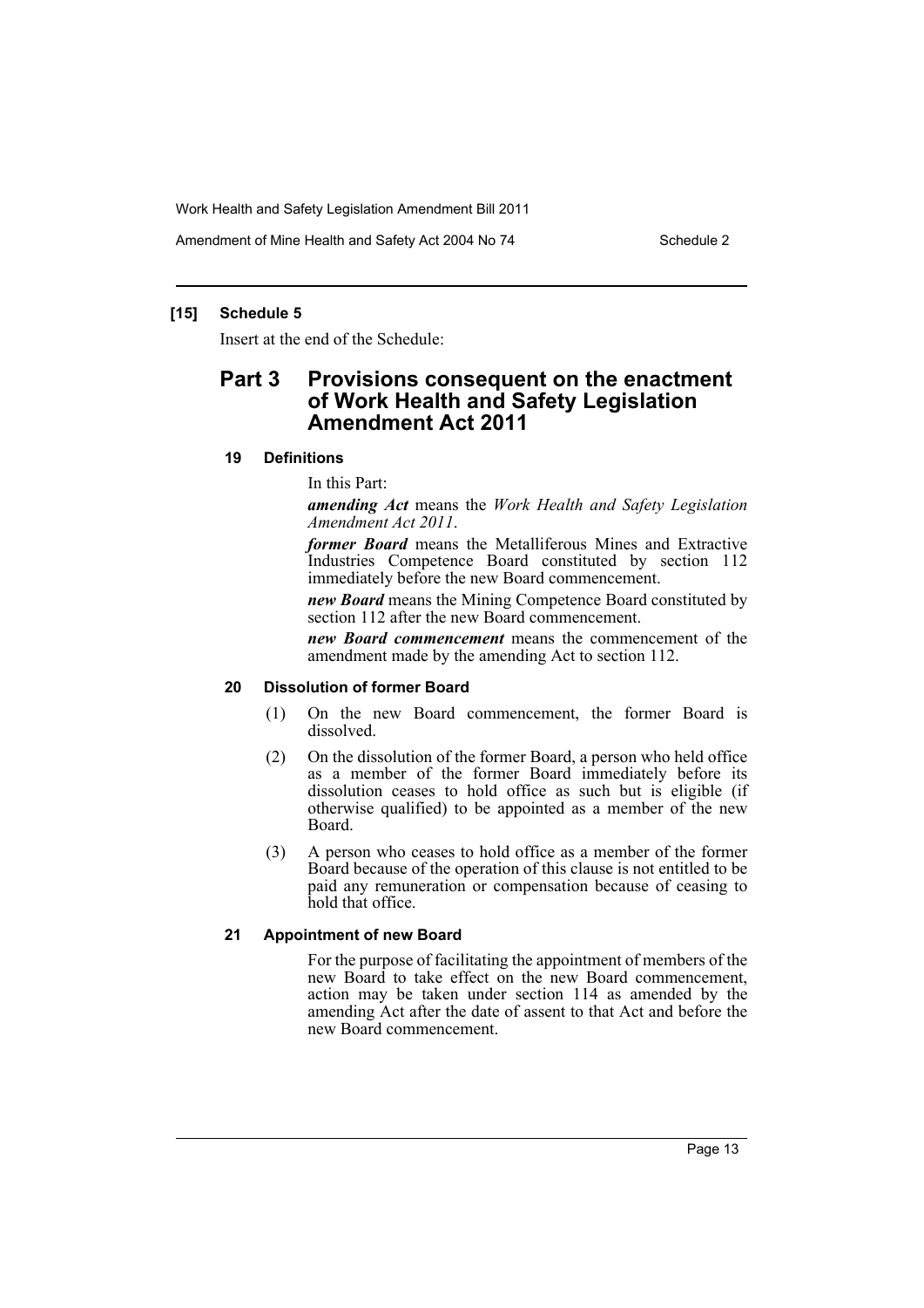### [15] Schedule 5

Insert at the end of the Schedule:

## Part 3 Provisions consequent on the enactment of Work Health and Safety Legislation Amendment Act 2011

#### 19 Definitions

In this Part:

***amending Act*** means the *Work Health and Safety Legislation Amendment Act 2011*.

***former Board*** means the Metalliferous Mines and Extractive Industries Competence Board constituted by section 112 immediately before the new Board commencement.

***new Board*** means the Mining Competence Board constituted by section 112 after the new Board commencement.

***new Board commencement*** means the commencement of the amendment made by the amending Act to section 112.

#### 20 Dissolution of former Board

(1) On the new Board commencement, the former Board is dissolved.

(2) On the dissolution of the former Board, a person who held office as a member of the former Board immediately before its dissolution ceases to hold office as such but is eligible (if otherwise qualified) to be appointed as a member of the new Board.

(3) A person who ceases to hold office as a member of the former Board because of the operation of this clause is not entitled to be paid any remuneration or compensation because of ceasing to hold that office.

#### 21 Appointment of new Board

For the purpose of facilitating the appointment of members of the new Board to take effect on the new Board commencement, action may be taken under section 114 as amended by the amending Act after the date of assent to that Act and before the new Board commencement.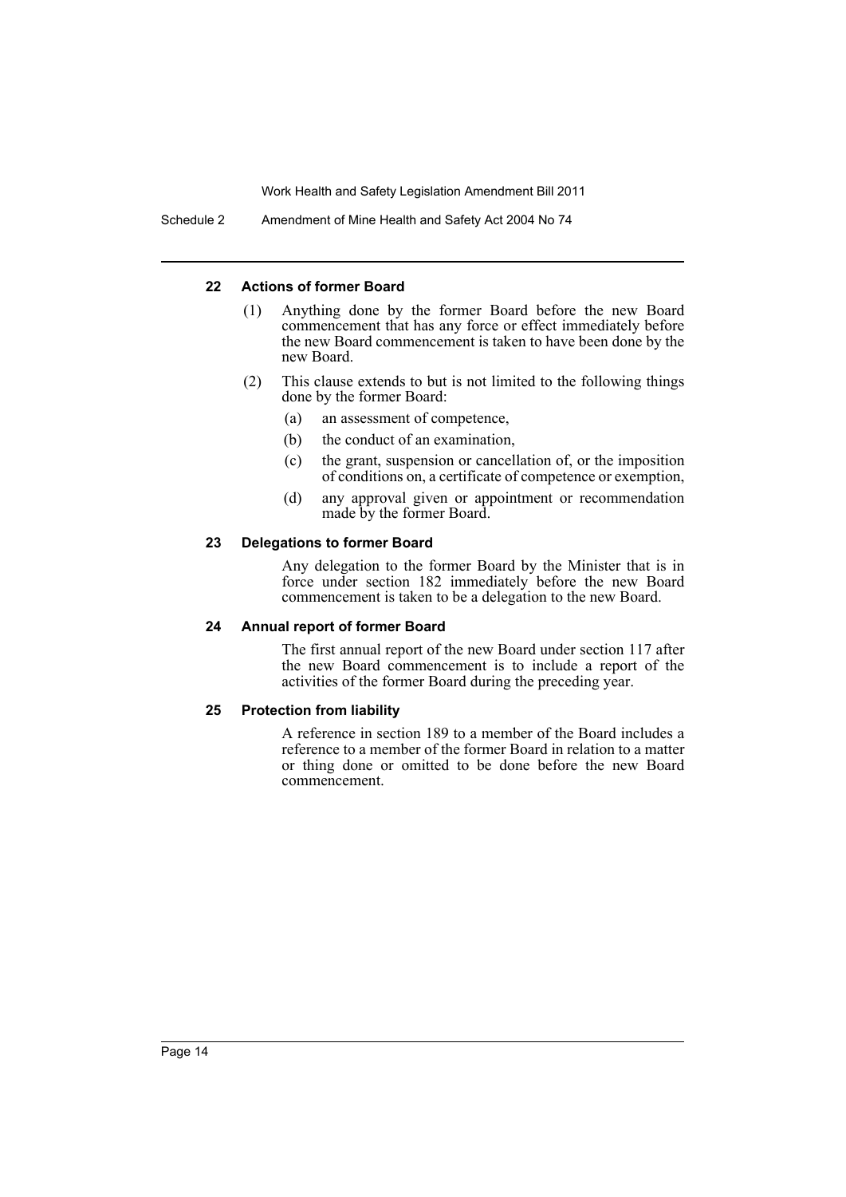#### 22 Actions of former Board

(1) Anything done by the former Board before the new Board commencement that has any force or effect immediately before the new Board commencement is taken to have been done by the new Board.

(2) This clause extends to but is not limited to the following things done by the former Board:

(a) an assessment of competence,

(b) the conduct of an examination,

(c) the grant, suspension or cancellation of, or the imposition of conditions on, a certificate of competence or exemption,

(d) any approval given or appointment or recommendation made by the former Board.

#### 23 Delegations to former Board

Any delegation to the former Board by the Minister that is in force under section 182 immediately before the new Board commencement is taken to be a delegation to the new Board.

#### 24 Annual report of former Board

The first annual report of the new Board under section 117 after the new Board commencement is to include a report of the activities of the former Board during the preceding year.

#### 25 Protection from liability

A reference in section 189 to a member of the Board includes a reference to a member of the former Board in relation to a matter or thing done or omitted to be done before the new Board commencement.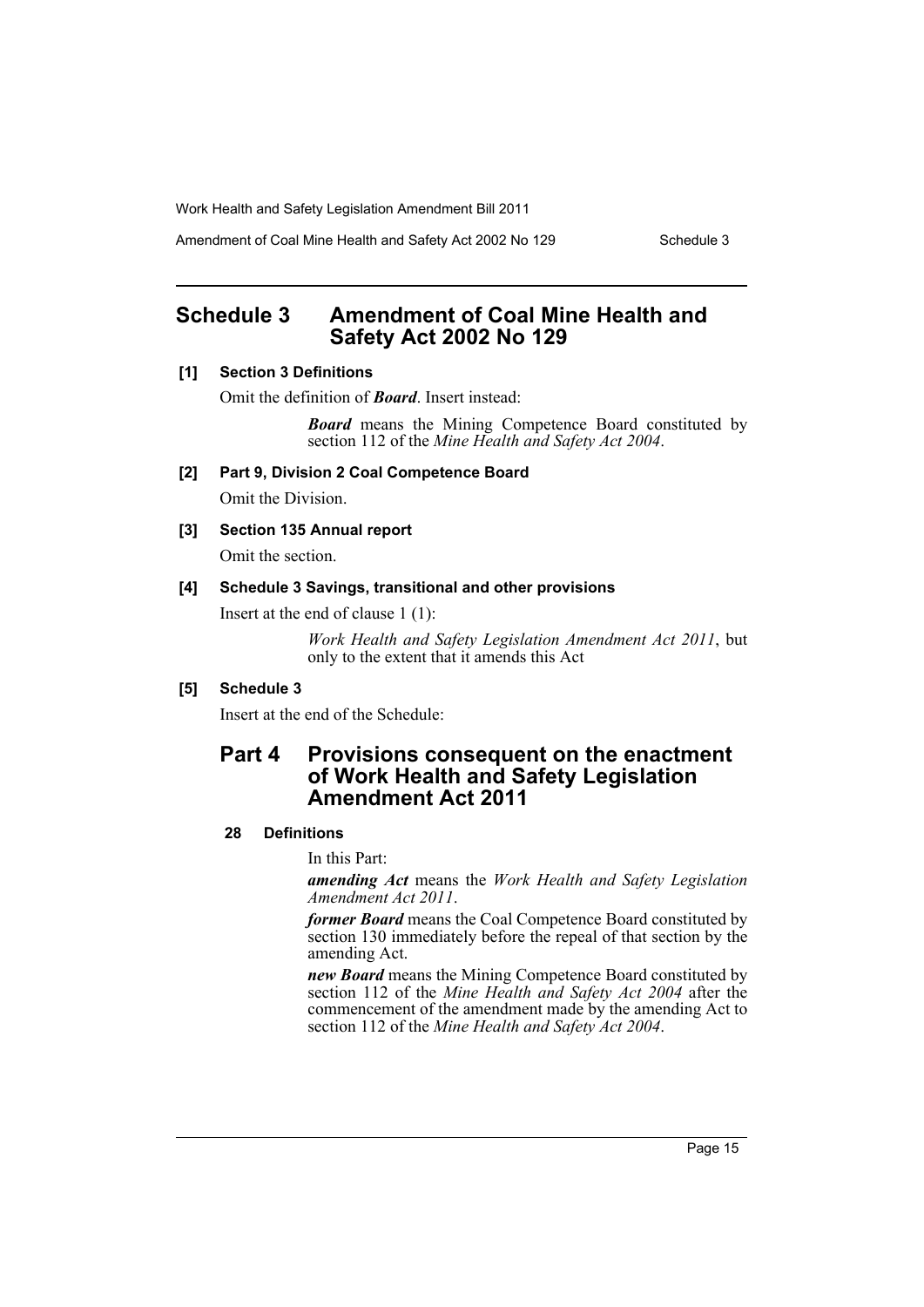## Schedule 3 Amendment of Coal Mine Health and Safety Act 2002 No 129

### [1] Section 3 Definitions

Omit the definition of ***Board***. Insert instead:

> ***Board*** means the Mining Competence Board constituted by section 112 of the *Mine Health and Safety Act 2004*.

### [2] Part 9, Division 2 Coal Competence Board

Omit the Division.

### [3] Section 135 Annual report

Omit the section.

### [4] Schedule 3 Savings, transitional and other provisions

Insert at the end of clause 1 (1):

> *Work Health and Safety Legislation Amendment Act 2011*, but only to the extent that it amends this Act

### [5] Schedule 3

Insert at the end of the Schedule:

## Part 4 Provisions consequent on the enactment of Work Health and Safety Legislation Amendment Act 2011

#### 28 Definitions

In this Part:

***amending Act*** means the *Work Health and Safety Legislation Amendment Act 2011*.

***former Board*** means the Coal Competence Board constituted by section 130 immediately before the repeal of that section by the amending Act.

***new Board*** means the Mining Competence Board constituted by section 112 of the *Mine Health and Safety Act 2004* after the commencement of the amendment made by the amending Act to section 112 of the *Mine Health and Safety Act 2004*.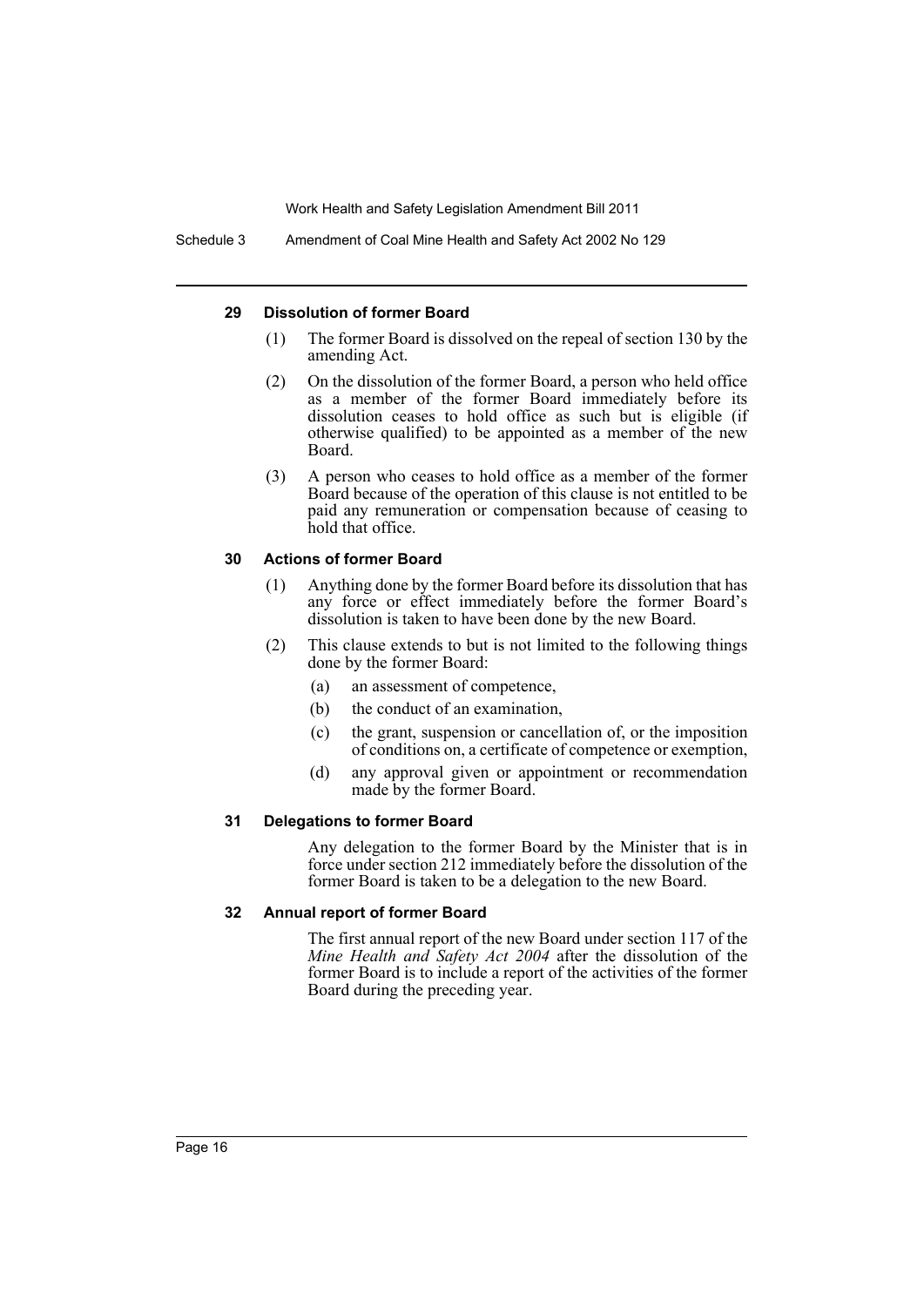#### 29 Dissolution of former Board

(1) The former Board is dissolved on the repeal of section 130 by the amending Act.

(2) On the dissolution of the former Board, a person who held office as a member of the former Board immediately before its dissolution ceases to hold office as such but is eligible (if otherwise qualified) to be appointed as a member of the new Board.

(3) A person who ceases to hold office as a member of the former Board because of the operation of this clause is not entitled to be paid any remuneration or compensation because of ceasing to hold that office.

#### 30 Actions of former Board

(1) Anything done by the former Board before its dissolution that has any force or effect immediately before the former Board's dissolution is taken to have been done by the new Board.

(2) This clause extends to but is not limited to the following things done by the former Board:

- (a) an assessment of competence,
- (b) the conduct of an examination,
- (c) the grant, suspension or cancellation of, or the imposition of conditions on, a certificate of competence or exemption,
- (d) any approval given or appointment or recommendation made by the former Board.

#### 31 Delegations to former Board

Any delegation to the former Board by the Minister that is in force under section 212 immediately before the dissolution of the former Board is taken to be a delegation to the new Board.

#### 32 Annual report of former Board

The first annual report of the new Board under section 117 of the *Mine Health and Safety Act 2004* after the dissolution of the former Board is to include a report of the activities of the former Board during the preceding year.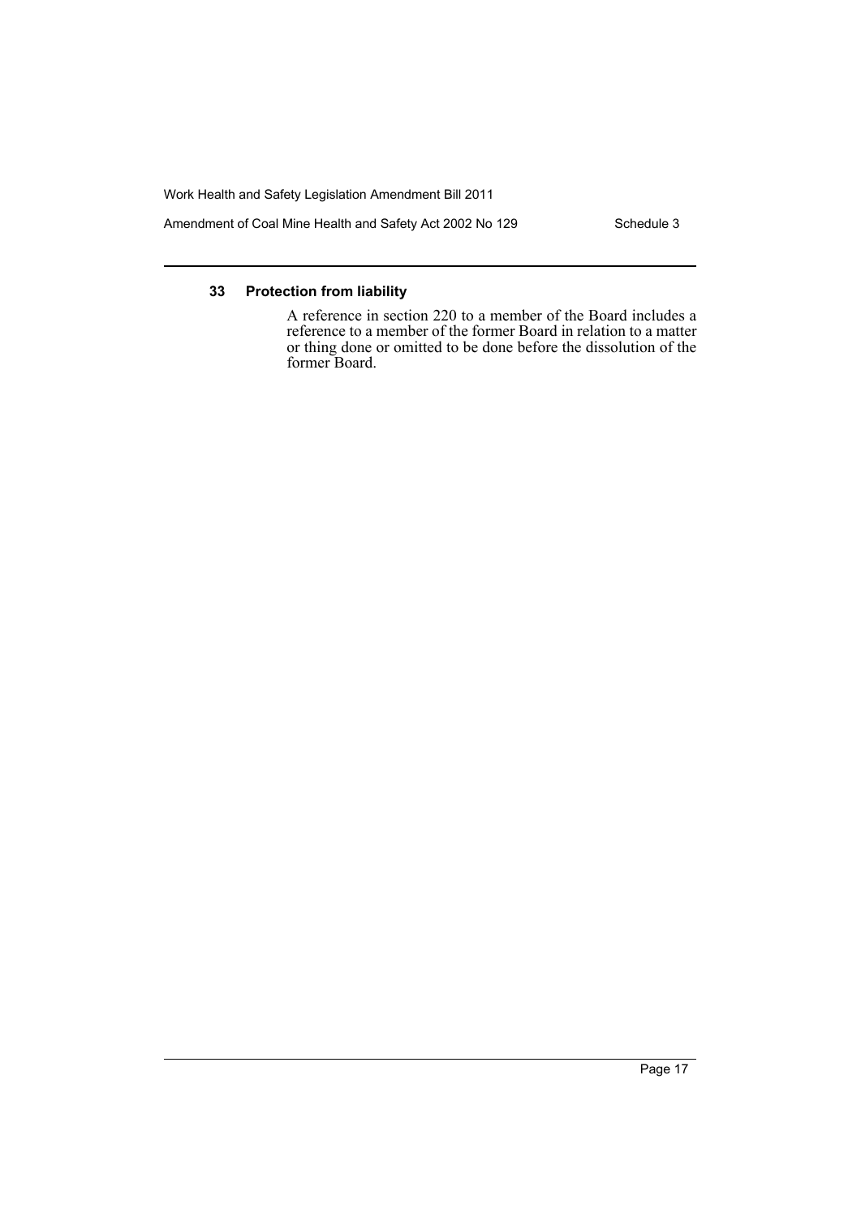### 33 Protection from liability

A reference in section 220 to a member of the Board includes a reference to a member of the former Board in relation to a matter or thing done or omitted to be done before the dissolution of the former Board.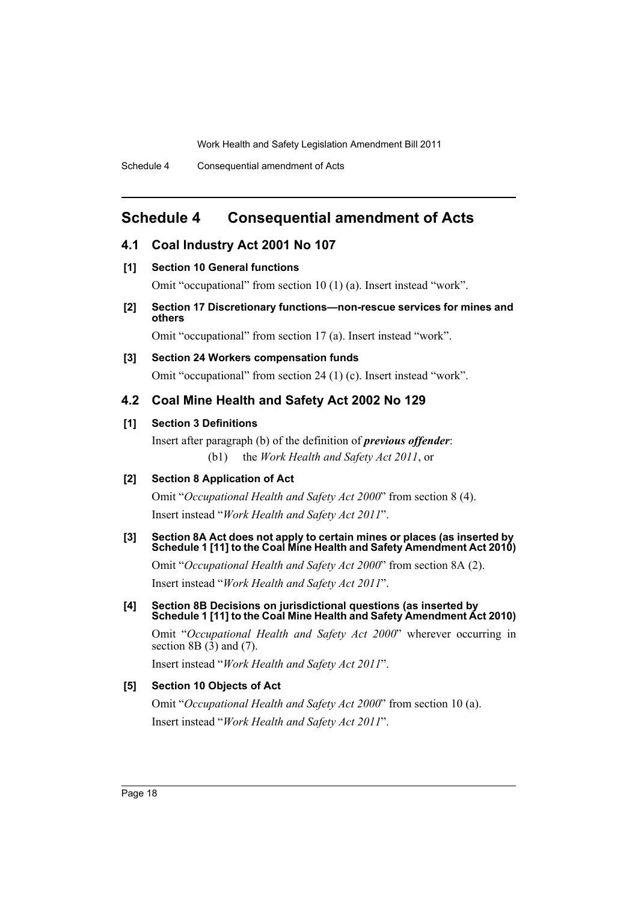# Schedule 4 Consequential amendment of Acts

## 4.1 Coal Industry Act 2001 No 107

### [1] Section 10 General functions

Omit "occupational" from section 10 (1) (a). Insert instead "work".

### [2] Section 17 Discretionary functions—non-rescue services for mines and others

Omit "occupational" from section 17 (a). Insert instead "work".

### [3] Section 24 Workers compensation funds

Omit "occupational" from section 24 (1) (c). Insert instead "work".

## 4.2 Coal Mine Health and Safety Act 2002 No 129

### [1] Section 3 Definitions

Insert after paragraph (b) of the definition of ***previous offender***:

(b1) the *Work Health and Safety Act 2011*, or

### [2] Section 8 Application of Act

Omit "*Occupational Health and Safety Act 2000*" from section 8 (4).

Insert instead "*Work Health and Safety Act 2011*".

### [3] Section 8A Act does not apply to certain mines or places (as inserted by Schedule 1 [11] to the Coal Mine Health and Safety Amendment Act 2010)

Omit "*Occupational Health and Safety Act 2000*" from section 8A (2).

Insert instead "*Work Health and Safety Act 2011*".

### [4] Section 8B Decisions on jurisdictional questions (as inserted by Schedule 1 [11] to the Coal Mine Health and Safety Amendment Act 2010)

Omit "*Occupational Health and Safety Act 2000*" wherever occurring in section 8B (3) and (7).

Insert instead "*Work Health and Safety Act 2011*".

### [5] Section 10 Objects of Act

Omit "*Occupational Health and Safety Act 2000*" from section 10 (a).

Insert instead "*Work Health and Safety Act 2011*".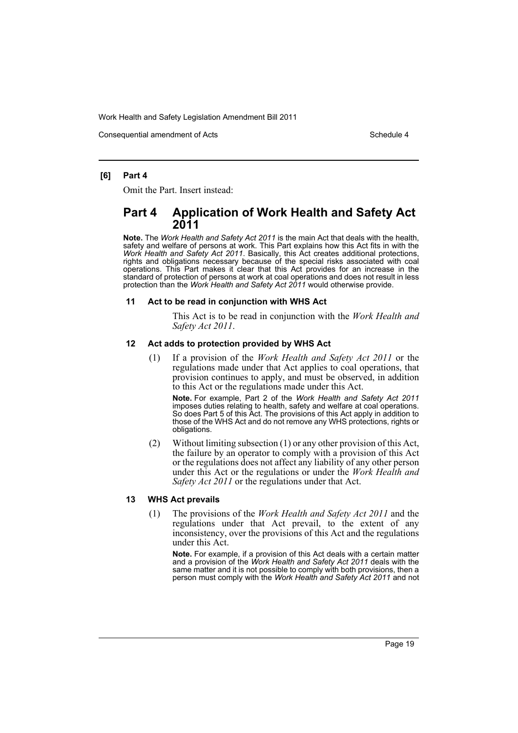**[6] Part 4**

Omit the Part. Insert instead:

## Part 4 Application of Work Health and Safety Act 2011

**Note.** The *Work Health and Safety Act 2011* is the main Act that deals with the health, safety and welfare of persons at work. This Part explains how this Act fits in with the *Work Health and Safety Act 2011*. Basically, this Act creates additional protections, rights and obligations necessary because of the special risks associated with coal operations. This Part makes it clear that this Act provides for an increase in the standard of protection of persons at work at coal operations and does not result in less protection than the *Work Health and Safety Act 2011* would otherwise provide.

### 11 Act to be read in conjunction with WHS Act

This Act is to be read in conjunction with the *Work Health and Safety Act 2011*.

### 12 Act adds to protection provided by WHS Act

(1) If a provision of the *Work Health and Safety Act 2011* or the regulations made under that Act applies to coal operations, that provision continues to apply, and must be observed, in addition to this Act or the regulations made under this Act.

**Note.** For example, Part 2 of the *Work Health and Safety Act 2011* imposes duties relating to health, safety and welfare at coal operations. So does Part 5 of this Act. The provisions of this Act apply in addition to those of the WHS Act and do not remove any WHS protections, rights or obligations.

(2) Without limiting subsection (1) or any other provision of this Act, the failure by an operator to comply with a provision of this Act or the regulations does not affect any liability of any other person under this Act or the regulations or under the *Work Health and Safety Act 2011* or the regulations under that Act.

### 13 WHS Act prevails

(1) The provisions of the *Work Health and Safety Act 2011* and the regulations under that Act prevail, to the extent of any inconsistency, over the provisions of this Act and the regulations under this Act.

**Note.** For example, if a provision of this Act deals with a certain matter and a provision of the *Work Health and Safety Act 2011* deals with the same matter and it is not possible to comply with both provisions, then a person must comply with the *Work Health and Safety Act 2011* and not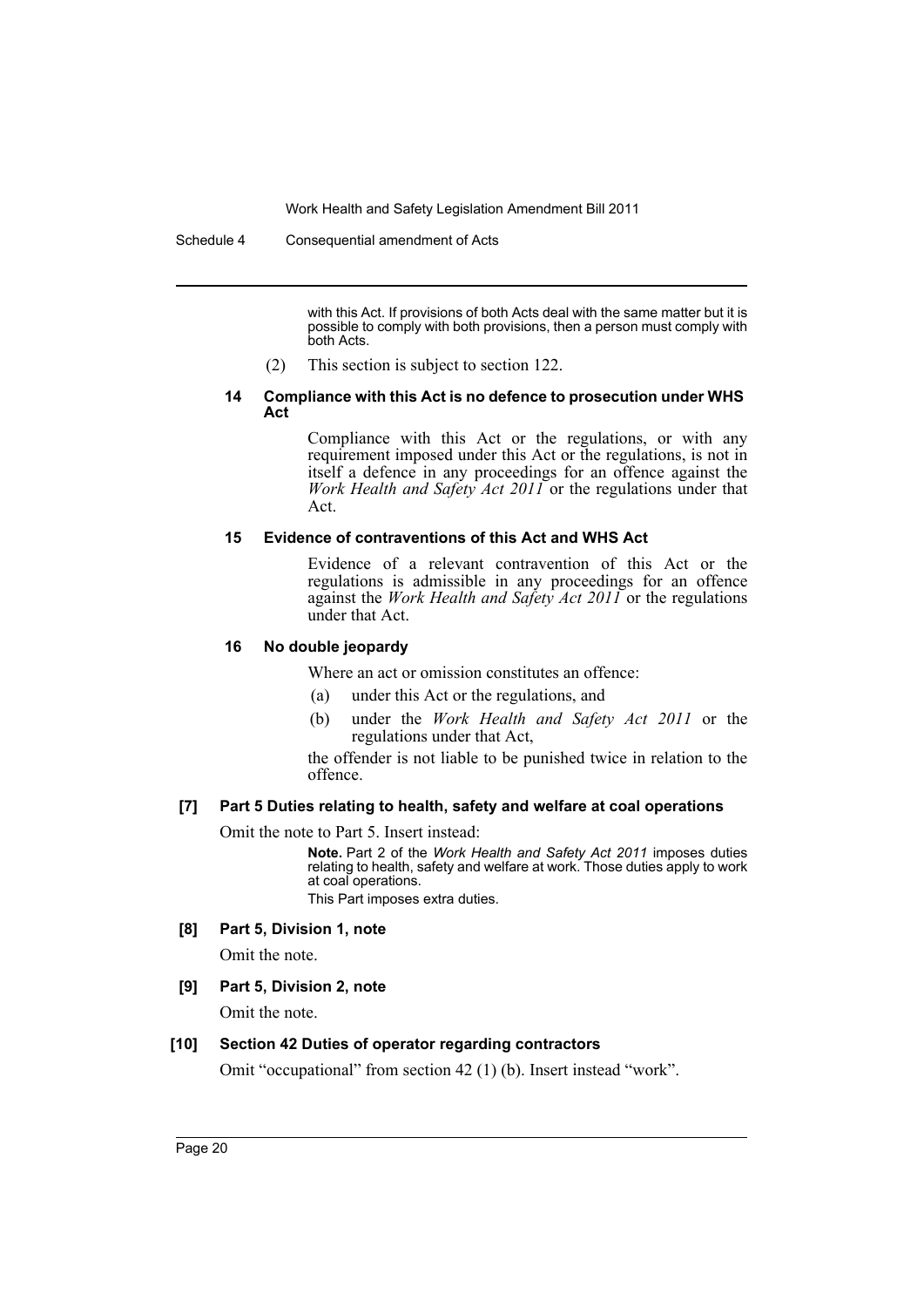with this Act. If provisions of both Acts deal with the same matter but it is possible to comply with both provisions, then a person must comply with both Acts.

(2) This section is subject to section 122.

#### 14 Compliance with this Act is no defence to prosecution under WHS Act

Compliance with this Act or the regulations, or with any requirement imposed under this Act or the regulations, is not in itself a defence in any proceedings for an offence against the *Work Health and Safety Act 2011* or the regulations under that Act.

#### 15 Evidence of contraventions of this Act and WHS Act

Evidence of a relevant contravention of this Act or the regulations is admissible in any proceedings for an offence against the *Work Health and Safety Act 2011* or the regulations under that Act.

#### 16 No double jeopardy

Where an act or omission constitutes an offence:

(a) under this Act or the regulations, and

(b) under the *Work Health and Safety Act 2011* or the regulations under that Act,

the offender is not liable to be punished twice in relation to the offence.

### [7] Part 5 Duties relating to health, safety and welfare at coal operations

Omit the note to Part 5. Insert instead:

**Note.** Part 2 of the *Work Health and Safety Act 2011* imposes duties relating to health, safety and welfare at work. Those duties apply to work at coal operations.

This Part imposes extra duties.

### [8] Part 5, Division 1, note

Omit the note.

### [9] Part 5, Division 2, note

Omit the note.

### [10] Section 42 Duties of operator regarding contractors

Omit "occupational" from section 42 (1) (b). Insert instead "work".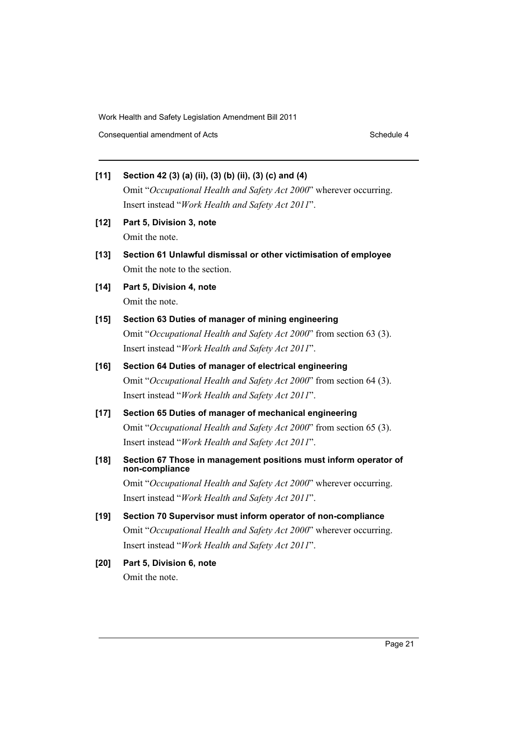**[11] Section 42 (3) (a) (ii), (3) (b) (ii), (3) (c) and (4)**

Omit "*Occupational Health and Safety Act 2000*" wherever occurring. Insert instead "*Work Health and Safety Act 2011*".

**[12] Part 5, Division 3, note**

Omit the note.

**[13] Section 61 Unlawful dismissal or other victimisation of employee**

Omit the note to the section.

**[14] Part 5, Division 4, note**

Omit the note.

**[15] Section 63 Duties of manager of mining engineering**

Omit "*Occupational Health and Safety Act 2000*" from section 63 (3). Insert instead "*Work Health and Safety Act 2011*".

**[16] Section 64 Duties of manager of electrical engineering**

Omit "*Occupational Health and Safety Act 2000*" from section 64 (3). Insert instead "*Work Health and Safety Act 2011*".

**[17] Section 65 Duties of manager of mechanical engineering**

Omit "*Occupational Health and Safety Act 2000*" from section 65 (3). Insert instead "*Work Health and Safety Act 2011*".

**[18] Section 67 Those in management positions must inform operator of non-compliance**

Omit "*Occupational Health and Safety Act 2000*" wherever occurring. Insert instead "*Work Health and Safety Act 2011*".

**[19] Section 70 Supervisor must inform operator of non-compliance**

Omit "*Occupational Health and Safety Act 2000*" wherever occurring. Insert instead "*Work Health and Safety Act 2011*".

**[20] Part 5, Division 6, note**

Omit the note.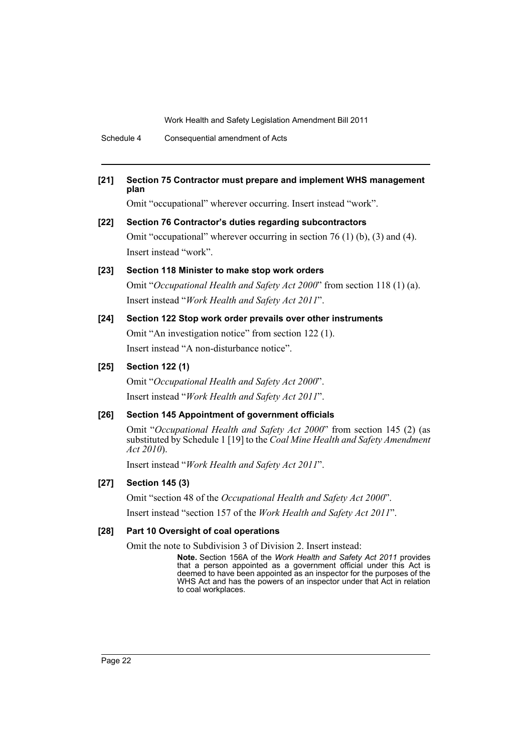**[21] Section 75 Contractor must prepare and implement WHS management plan**

Omit "occupational" wherever occurring. Insert instead "work".

**[22] Section 76 Contractor's duties regarding subcontractors**

Omit "occupational" wherever occurring in section 76 (1) (b), (3) and (4). Insert instead "work".

**[23] Section 118 Minister to make stop work orders**

Omit "*Occupational Health and Safety Act 2000*" from section 118 (1) (a). Insert instead "*Work Health and Safety Act 2011*".

**[24] Section 122 Stop work order prevails over other instruments**

Omit "An investigation notice" from section 122 (1).

Insert instead "A non-disturbance notice".

**[25] Section 122 (1)**

Omit "*Occupational Health and Safety Act 2000*".

Insert instead "*Work Health and Safety Act 2011*".

**[26] Section 145 Appointment of government officials**

Omit "*Occupational Health and Safety Act 2000*" from section 145 (2) (as substituted by Schedule 1 [19] to the *Coal Mine Health and Safety Amendment Act 2010*).

Insert instead "*Work Health and Safety Act 2011*".

**[27] Section 145 (3)**

Omit "section 48 of the *Occupational Health and Safety Act 2000*".

Insert instead "section 157 of the *Work Health and Safety Act 2011*".

**[28] Part 10 Oversight of coal operations**

Omit the note to Subdivision 3 of Division 2. Insert instead:

> **Note.** Section 156A of the *Work Health and Safety Act 2011* provides that a person appointed as a government official under this Act is deemed to have been appointed as an inspector for the purposes of the WHS Act and has the powers of an inspector under that Act in relation to coal workplaces.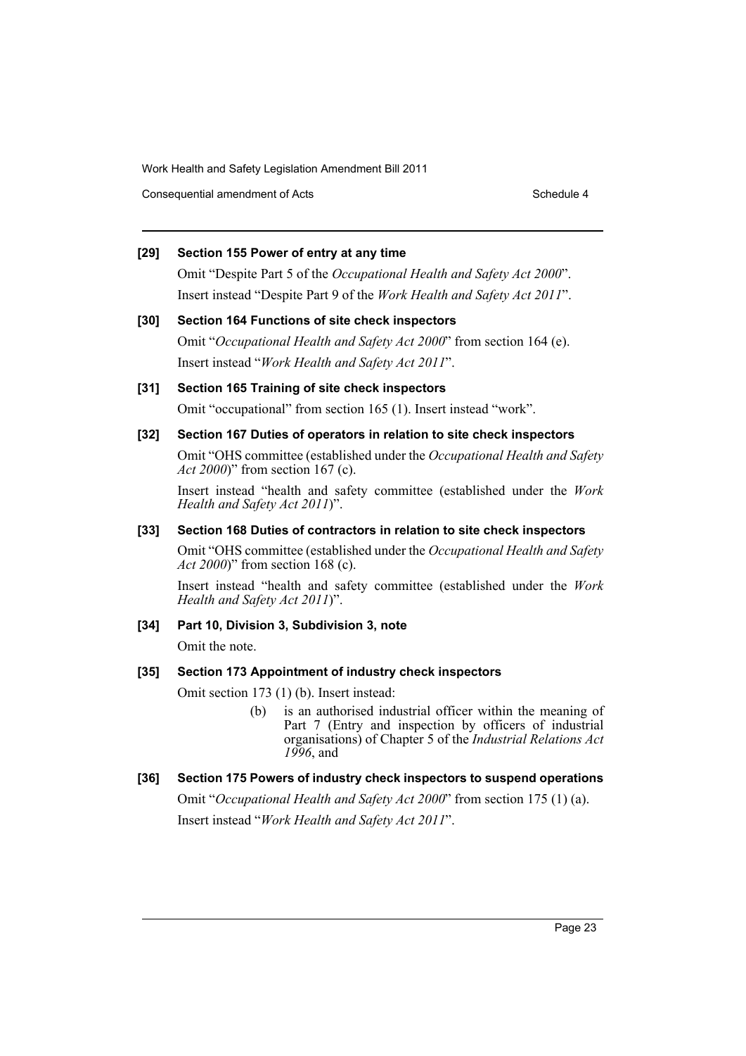**[29] Section 155 Power of entry at any time**

Omit "Despite Part 5 of the *Occupational Health and Safety Act 2000*". Insert instead "Despite Part 9 of the *Work Health and Safety Act 2011*".

**[30] Section 164 Functions of site check inspectors**

Omit "*Occupational Health and Safety Act 2000*" from section 164 (e). Insert instead "*Work Health and Safety Act 2011*".

**[31] Section 165 Training of site check inspectors**

Omit "occupational" from section 165 (1). Insert instead "work".

**[32] Section 167 Duties of operators in relation to site check inspectors**

Omit "OHS committee (established under the *Occupational Health and Safety Act 2000*)" from section 167 (c).

Insert instead "health and safety committee (established under the *Work Health and Safety Act 2011*)".

**[33] Section 168 Duties of contractors in relation to site check inspectors**

Omit "OHS committee (established under the *Occupational Health and Safety Act 2000*)" from section 168 (c).

Insert instead "health and safety committee (established under the *Work Health and Safety Act 2011*)".

**[34] Part 10, Division 3, Subdivision 3, note**

Omit the note.

**[35] Section 173 Appointment of industry check inspectors**

Omit section 173 (1) (b). Insert instead:

> (b) is an authorised industrial officer within the meaning of Part 7 (Entry and inspection by officers of industrial organisations) of Chapter 5 of the *Industrial Relations Act 1996*, and

**[36] Section 175 Powers of industry check inspectors to suspend operations**

Omit "*Occupational Health and Safety Act 2000*" from section 175 (1) (a). Insert instead "*Work Health and Safety Act 2011*".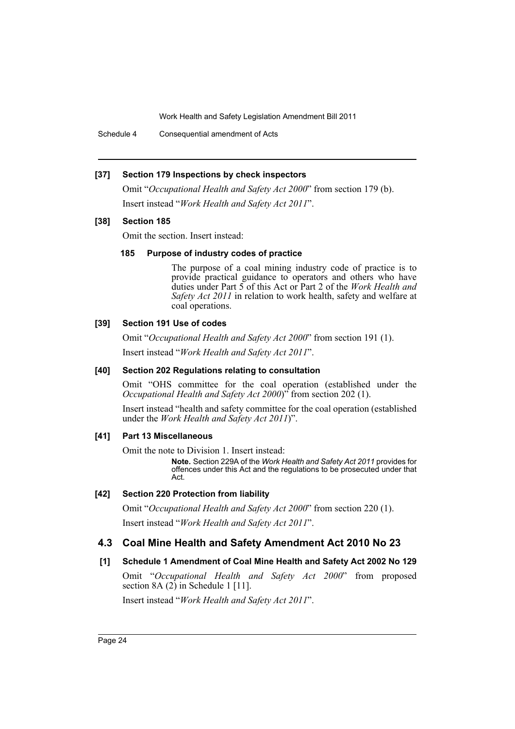#### [37] Section 179 Inspections by check inspectors

Omit "*Occupational Health and Safety Act 2000*" from section 179 (b).

Insert instead "*Work Health and Safety Act 2011*".

#### [38] Section 185

Omit the section. Insert instead:

##### 185 Purpose of industry codes of practice

The purpose of a coal mining industry code of practice is to provide practical guidance to operators and others who have duties under Part 5 of this Act or Part 2 of the *Work Health and Safety Act 2011* in relation to work health, safety and welfare at coal operations.

#### [39] Section 191 Use of codes

Omit "*Occupational Health and Safety Act 2000*" from section 191 (1).

Insert instead "*Work Health and Safety Act 2011*".

#### [40] Section 202 Regulations relating to consultation

Omit "OHS committee for the coal operation (established under the *Occupational Health and Safety Act 2000*)" from section 202 (1).

Insert instead "health and safety committee for the coal operation (established under the *Work Health and Safety Act 2011*)".

#### [41] Part 13 Miscellaneous

Omit the note to Division 1. Insert instead:

**Note.** Section 229A of the *Work Health and Safety Act 2011* provides for offences under this Act and the regulations to be prosecuted under that Act.

#### [42] Section 220 Protection from liability

Omit "*Occupational Health and Safety Act 2000*" from section 220 (1).

Insert instead "*Work Health and Safety Act 2011*".

## 4.3 Coal Mine Health and Safety Amendment Act 2010 No 23

#### [1] Schedule 1 Amendment of Coal Mine Health and Safety Act 2002 No 129

Omit "*Occupational Health and Safety Act 2000*" from proposed section 8A (2) in Schedule 1 [11].

Insert instead "*Work Health and Safety Act 2011*".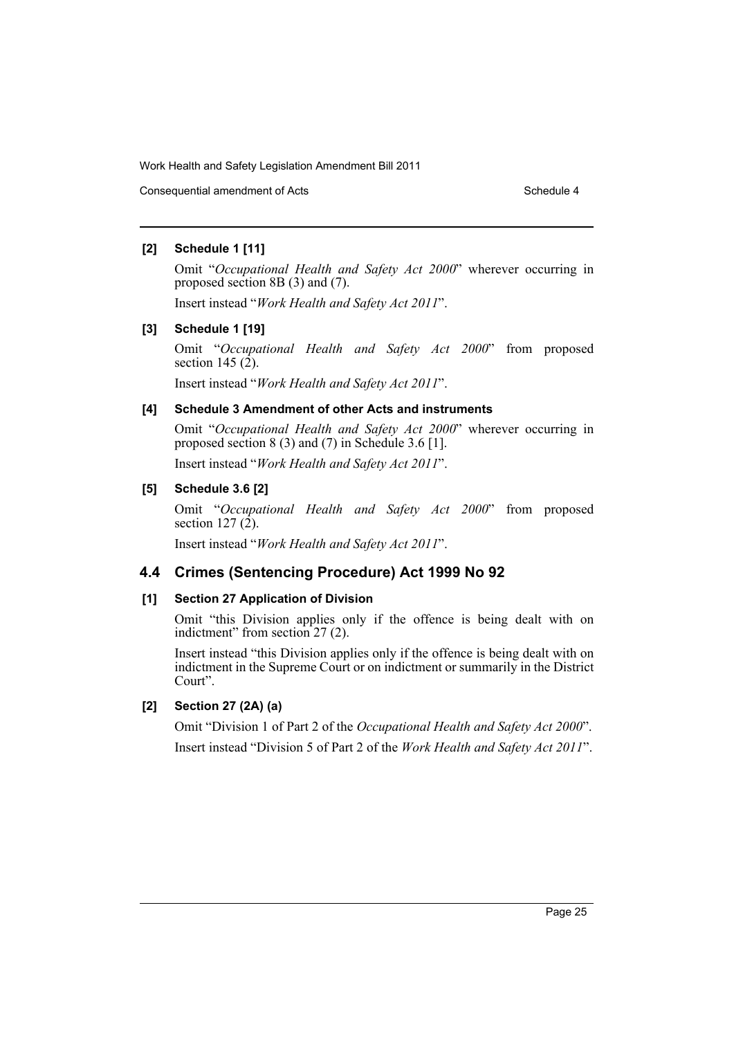#### [2] Schedule 1 [11]

Omit "*Occupational Health and Safety Act 2000*" wherever occurring in proposed section 8B (3) and (7).

Insert instead "*Work Health and Safety Act 2011*".

#### [3] Schedule 1 [19]

Omit "*Occupational Health and Safety Act 2000*" from proposed section 145 (2).

Insert instead "*Work Health and Safety Act 2011*".

#### [4] Schedule 3 Amendment of other Acts and instruments

Omit "*Occupational Health and Safety Act 2000*" wherever occurring in proposed section 8 (3) and (7) in Schedule 3.6 [1].

Insert instead "*Work Health and Safety Act 2011*".

#### [5] Schedule 3.6 [2]

Omit "*Occupational Health and Safety Act 2000*" from proposed section 127 (2).

Insert instead "*Work Health and Safety Act 2011*".

## 4.4 Crimes (Sentencing Procedure) Act 1999 No 92

#### [1] Section 27 Application of Division

Omit "this Division applies only if the offence is being dealt with on indictment" from section 27 (2).

Insert instead "this Division applies only if the offence is being dealt with on indictment in the Supreme Court or on indictment or summarily in the District Court".

#### [2] Section 27 (2A) (a)

Omit "Division 1 of Part 2 of the *Occupational Health and Safety Act 2000*".

Insert instead "Division 5 of Part 2 of the *Work Health and Safety Act 2011*".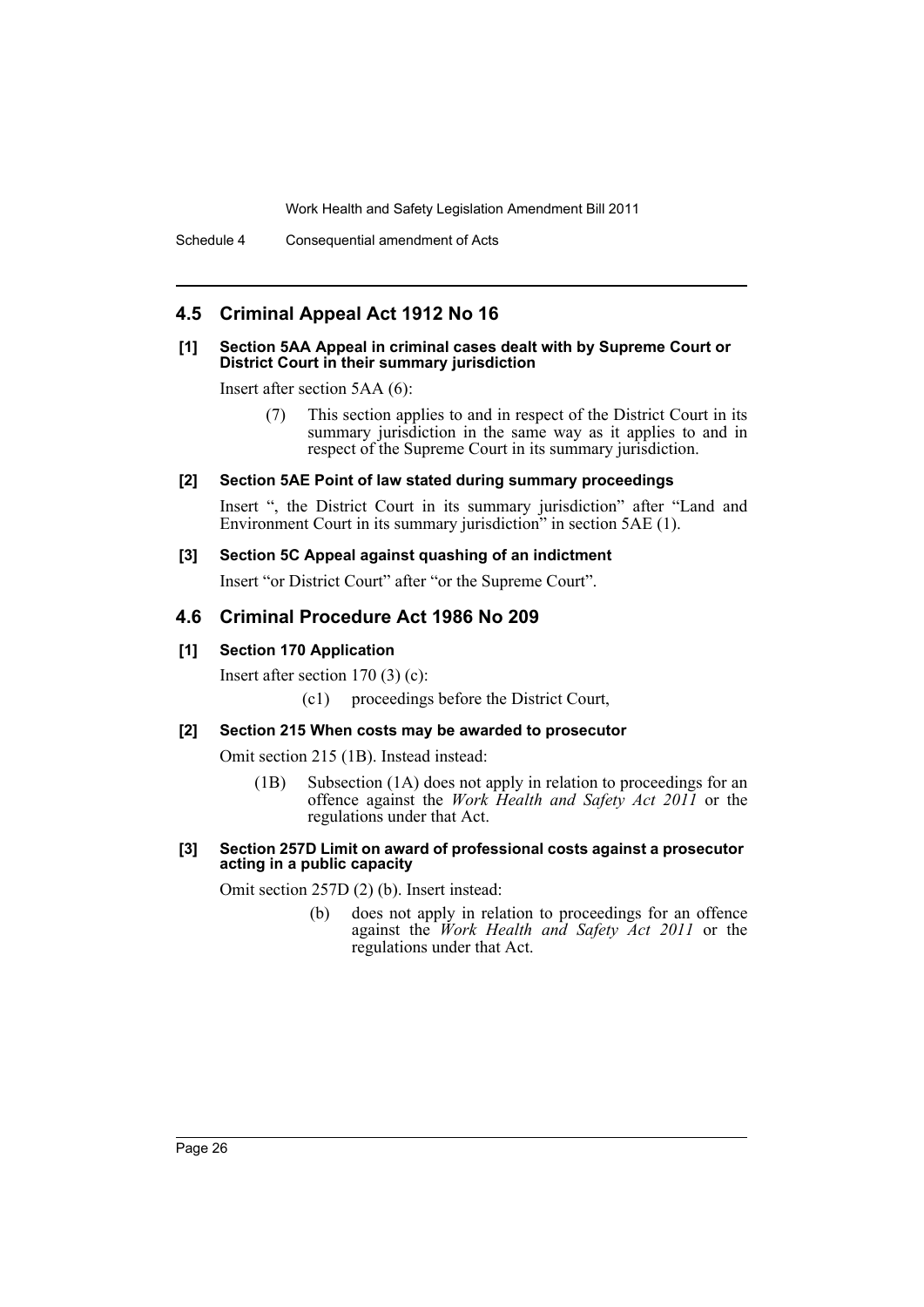## 4.5 Criminal Appeal Act 1912 No 16

**[1] Section 5AA Appeal in criminal cases dealt with by Supreme Court or District Court in their summary jurisdiction**

Insert after section 5AA (6):

> (7) This section applies to and in respect of the District Court in its summary jurisdiction in the same way as it applies to and in respect of the Supreme Court in its summary jurisdiction.

**[2] Section 5AE Point of law stated during summary proceedings**

Insert ", the District Court in its summary jurisdiction" after "Land and Environment Court in its summary jurisdiction" in section 5AE (1).

**[3] Section 5C Appeal against quashing of an indictment**

Insert "or District Court" after "or the Supreme Court".

## 4.6 Criminal Procedure Act 1986 No 209

**[1] Section 170 Application**

Insert after section 170 (3) (c):

> (c1) proceedings before the District Court,

**[2] Section 215 When costs may be awarded to prosecutor**

Omit section 215 (1B). Instead instead:

> (1B) Subsection (1A) does not apply in relation to proceedings for an offence against the *Work Health and Safety Act 2011* or the regulations under that Act.

**[3] Section 257D Limit on award of professional costs against a prosecutor acting in a public capacity**

Omit section 257D (2) (b). Insert instead:

> (b) does not apply in relation to proceedings for an offence against the *Work Health and Safety Act 2011* or the regulations under that Act.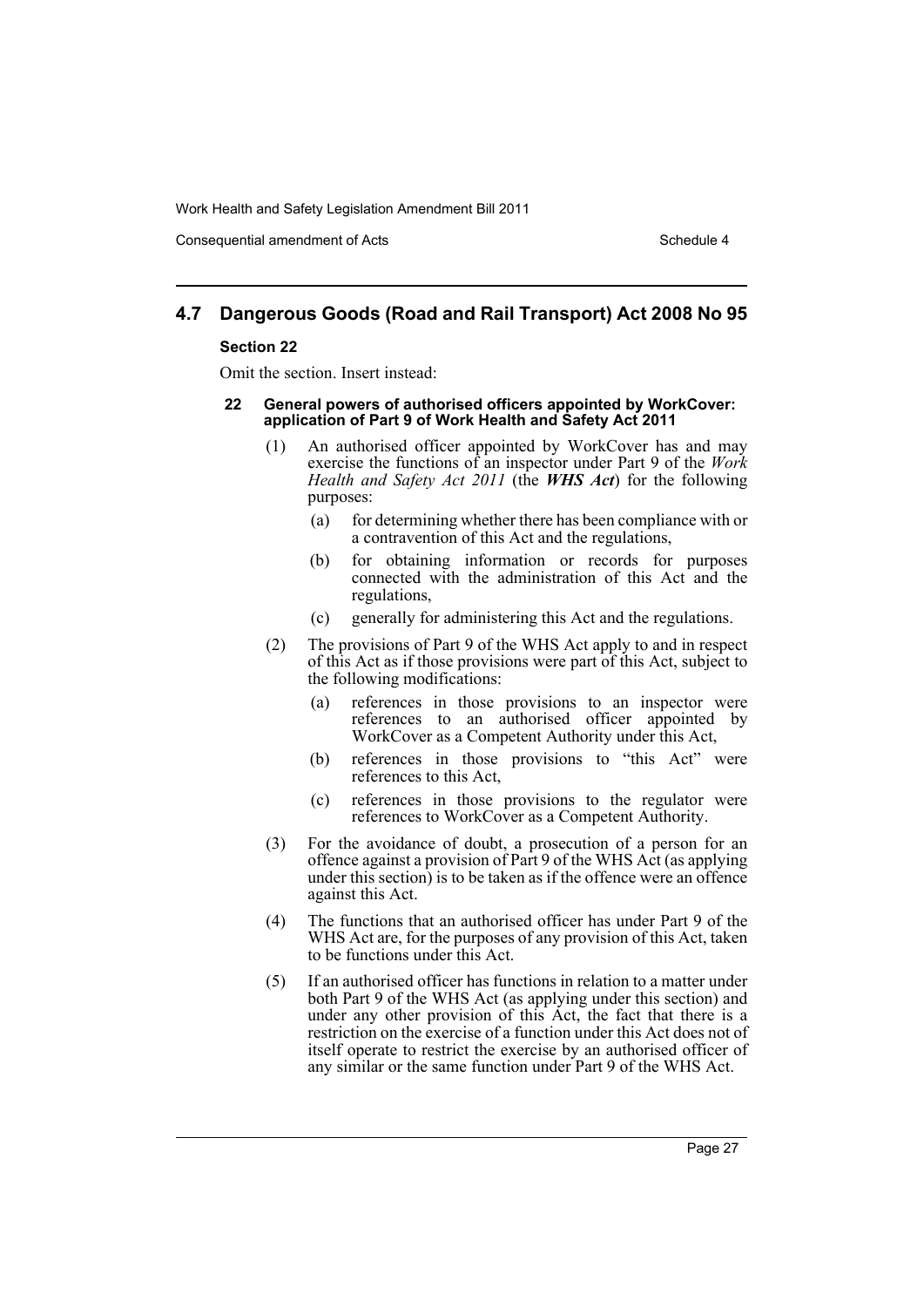## 4.7 Dangerous Goods (Road and Rail Transport) Act 2008 No 95

### Section 22

Omit the section. Insert instead:

#### 22 General powers of authorised officers appointed by WorkCover: application of Part 9 of Work Health and Safety Act 2011

(1) An authorised officer appointed by WorkCover has and may exercise the functions of an inspector under Part 9 of the *Work Health and Safety Act 2011* (the ***WHS Act***) for the following purposes:

- (a) for determining whether there has been compliance with or a contravention of this Act and the regulations,
- (b) for obtaining information or records for purposes connected with the administration of this Act and the regulations,
- (c) generally for administering this Act and the regulations.

(2) The provisions of Part 9 of the WHS Act apply to and in respect of this Act as if those provisions were part of this Act, subject to the following modifications:

- (a) references in those provisions to an inspector were references to an authorised officer appointed by WorkCover as a Competent Authority under this Act,
- (b) references in those provisions to "this Act" were references to this Act,
- (c) references in those provisions to the regulator were references to WorkCover as a Competent Authority.

(3) For the avoidance of doubt, a prosecution of a person for an offence against a provision of Part 9 of the WHS Act (as applying under this section) is to be taken as if the offence were an offence against this Act.

(4) The functions that an authorised officer has under Part 9 of the WHS Act are, for the purposes of any provision of this Act, taken to be functions under this Act.

(5) If an authorised officer has functions in relation to a matter under both Part 9 of the WHS Act (as applying under this section) and under any other provision of this Act, the fact that there is a restriction on the exercise of a function under this Act does not of itself operate to restrict the exercise by an authorised officer of any similar or the same function under Part 9 of the WHS Act.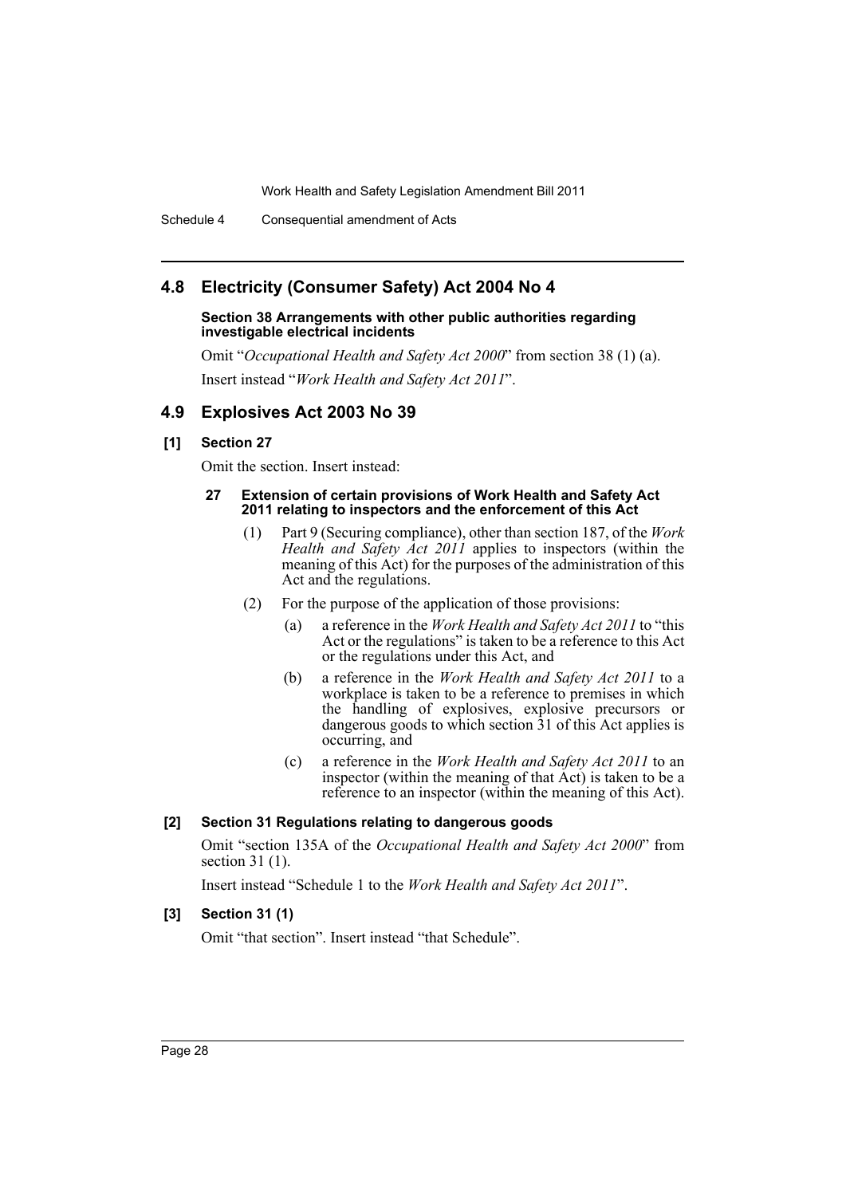## 4.8 Electricity (Consumer Safety) Act 2004 No 4

**Section 38 Arrangements with other public authorities regarding investigable electrical incidents**

Omit "*Occupational Health and Safety Act 2000*" from section 38 (1) (a).

Insert instead "*Work Health and Safety Act 2011*".

## 4.9 Explosives Act 2003 No 39

### [1] Section 27

Omit the section. Insert instead:

#### 27 Extension of certain provisions of Work Health and Safety Act 2011 relating to inspectors and the enforcement of this Act

(1) Part 9 (Securing compliance), other than section 187, of the *Work Health and Safety Act 2011* applies to inspectors (within the meaning of this Act) for the purposes of the administration of this Act and the regulations.

(2) For the purpose of the application of those provisions:

(a) a reference in the *Work Health and Safety Act 2011* to "this Act or the regulations" is taken to be a reference to this Act or the regulations under this Act, and

(b) a reference in the *Work Health and Safety Act 2011* to a workplace is taken to be a reference to premises in which the handling of explosives, explosive precursors or dangerous goods to which section 31 of this Act applies is occurring, and

(c) a reference in the *Work Health and Safety Act 2011* to an inspector (within the meaning of that Act) is taken to be a reference to an inspector (within the meaning of this Act).

### [2] Section 31 Regulations relating to dangerous goods

Omit "section 135A of the *Occupational Health and Safety Act 2000*" from section 31 (1).

Insert instead "Schedule 1 to the *Work Health and Safety Act 2011*".

### [3] Section 31 (1)

Omit "that section". Insert instead "that Schedule".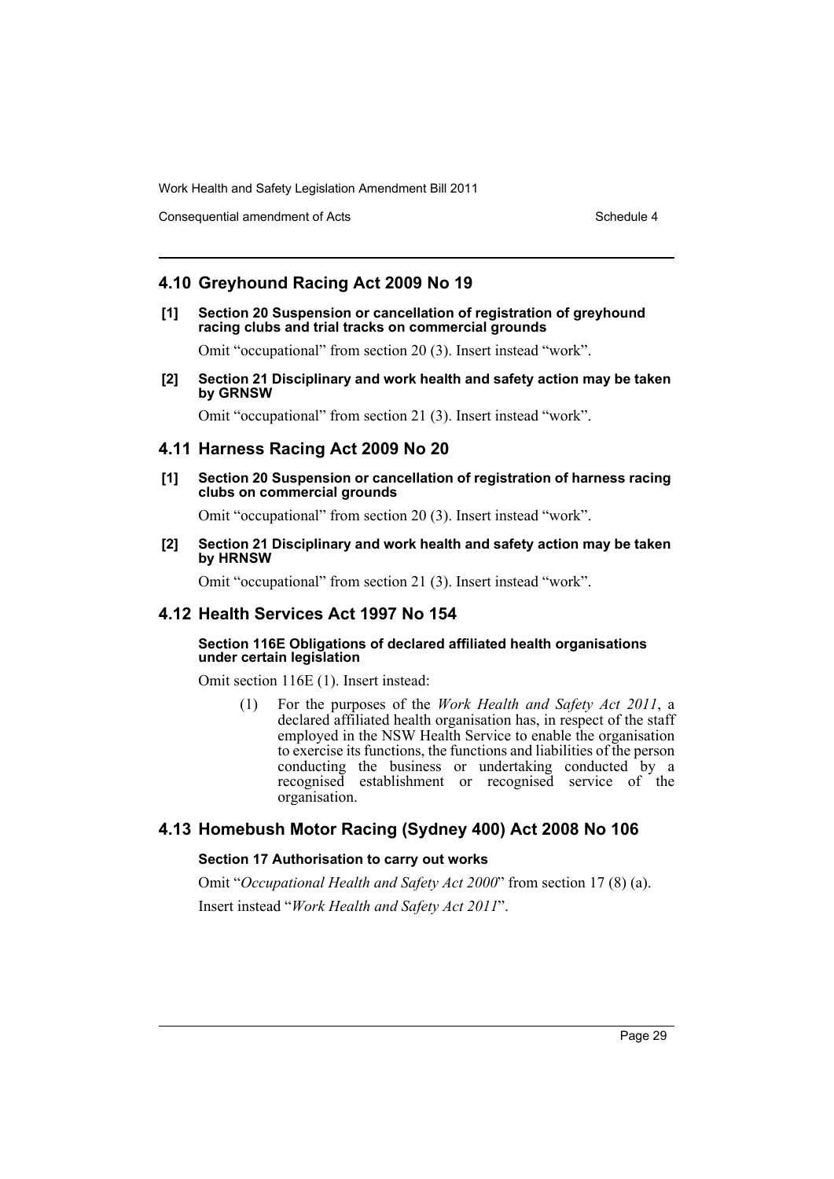## 4.10 Greyhound Racing Act 2009 No 19

**[1] Section 20 Suspension or cancellation of registration of greyhound racing clubs and trial tracks on commercial grounds**

Omit "occupational" from section 20 (3). Insert instead "work".

**[2] Section 21 Disciplinary and work health and safety action may be taken by GRNSW**

Omit "occupational" from section 21 (3). Insert instead "work".

## 4.11 Harness Racing Act 2009 No 20

**[1] Section 20 Suspension or cancellation of registration of harness racing clubs on commercial grounds**

Omit "occupational" from section 20 (3). Insert instead "work".

**[2] Section 21 Disciplinary and work health and safety action may be taken by HRNSW**

Omit "occupational" from section 21 (3). Insert instead "work".

## 4.12 Health Services Act 1997 No 154

**Section 116E Obligations of declared affiliated health organisations under certain legislation**

Omit section 116E (1). Insert instead:

> (1) For the purposes of the *Work Health and Safety Act 2011*, a declared affiliated health organisation has, in respect of the staff employed in the NSW Health Service to enable the organisation to exercise its functions, the functions and liabilities of the person conducting the business or undertaking conducted by a recognised establishment or recognised service of the organisation.

## 4.13 Homebush Motor Racing (Sydney 400) Act 2008 No 106

**Section 17 Authorisation to carry out works**

Omit "*Occupational Health and Safety Act 2000*" from section 17 (8) (a).

Insert instead "*Work Health and Safety Act 2011*".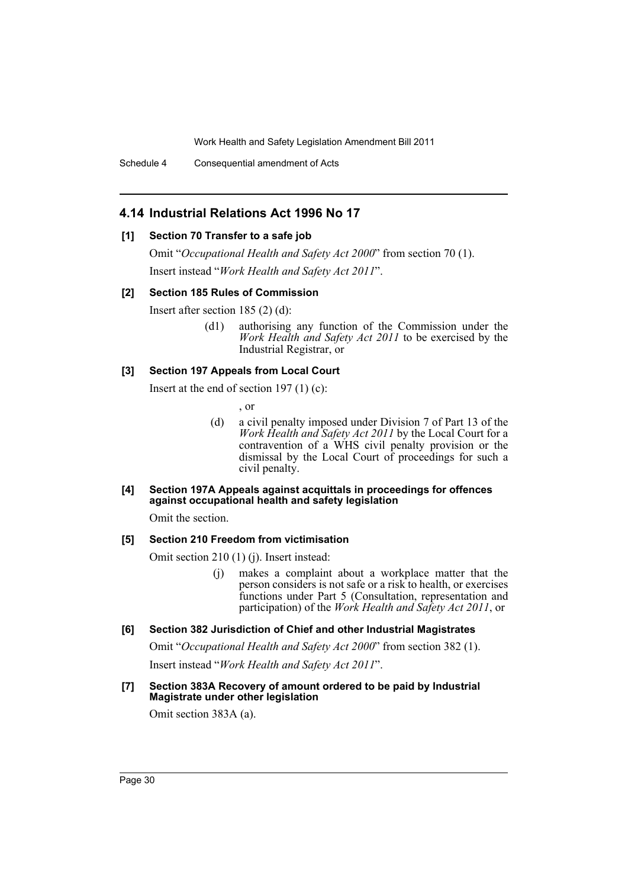## 4.14 Industrial Relations Act 1996 No 17

### [1] Section 70 Transfer to a safe job

Omit "*Occupational Health and Safety Act 2000*" from section 70 (1).

Insert instead "*Work Health and Safety Act 2011*".

### [2] Section 185 Rules of Commission

Insert after section 185 (2) (d):

> (d1) authorising any function of the Commission under the *Work Health and Safety Act 2011* to be exercised by the Industrial Registrar, or

### [3] Section 197 Appeals from Local Court

Insert at the end of section 197 (1) (c):

> , or
>
> (d) a civil penalty imposed under Division 7 of Part 13 of the *Work Health and Safety Act 2011* by the Local Court for a contravention of a WHS civil penalty provision or the dismissal by the Local Court of proceedings for such a civil penalty.

### [4] Section 197A Appeals against acquittals in proceedings for offences against occupational health and safety legislation

Omit the section.

### [5] Section 210 Freedom from victimisation

Omit section 210 (1) (j). Insert instead:

> (j) makes a complaint about a workplace matter that the person considers is not safe or a risk to health, or exercises functions under Part 5 (Consultation, representation and participation) of the *Work Health and Safety Act 2011*, or

### [6] Section 382 Jurisdiction of Chief and other Industrial Magistrates

Omit "*Occupational Health and Safety Act 2000*" from section 382 (1).

Insert instead "*Work Health and Safety Act 2011*".

### [7] Section 383A Recovery of amount ordered to be paid by Industrial Magistrate under other legislation

Omit section 383A (a).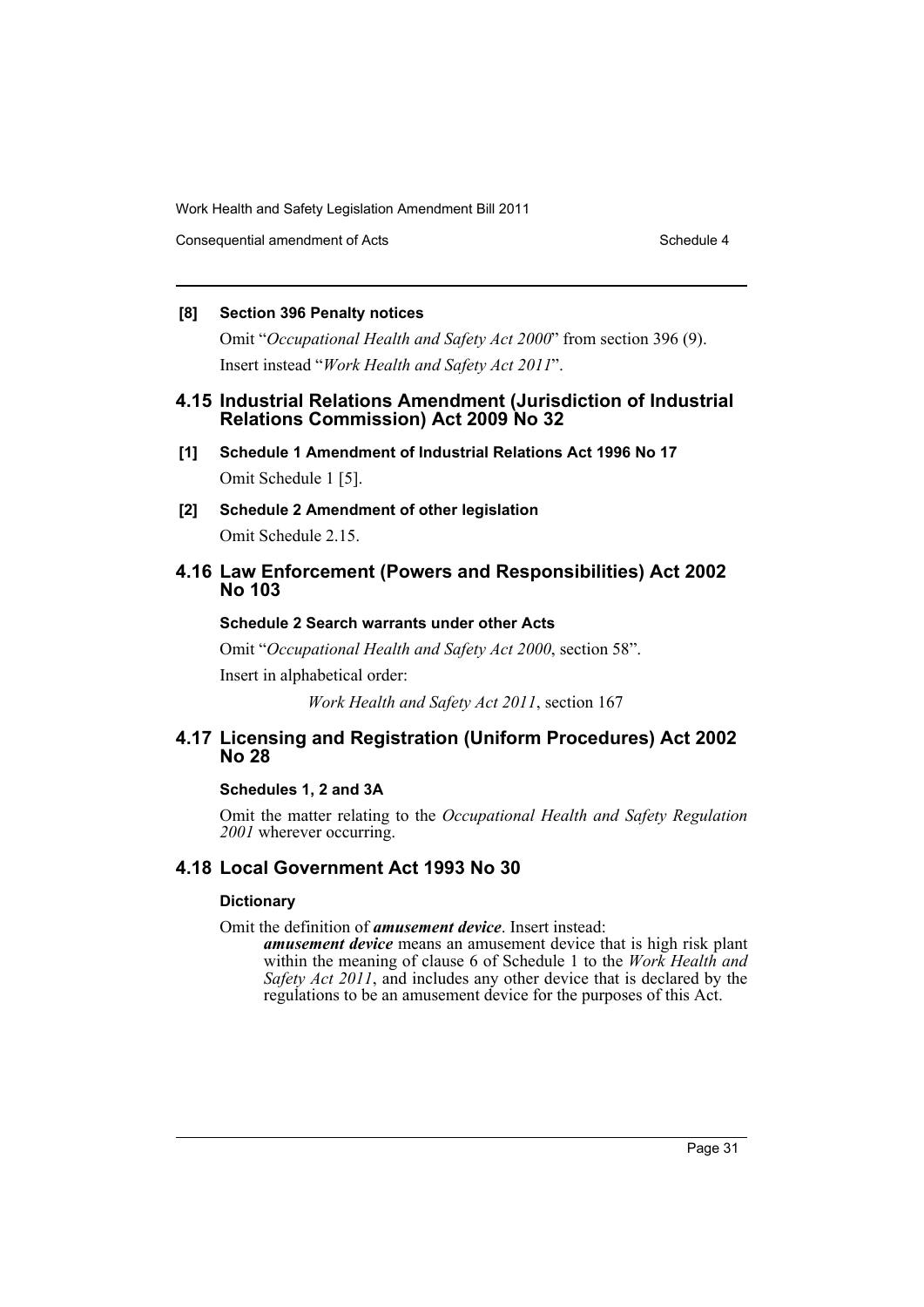**[8] Section 396 Penalty notices**

Omit "*Occupational Health and Safety Act 2000*" from section 396 (9).

Insert instead "*Work Health and Safety Act 2011*".

## 4.15 Industrial Relations Amendment (Jurisdiction of Industrial Relations Commission) Act 2009 No 32

**[1] Schedule 1 Amendment of Industrial Relations Act 1996 No 17**

Omit Schedule 1 [5].

**[2] Schedule 2 Amendment of other legislation**

Omit Schedule 2.15.

## 4.16 Law Enforcement (Powers and Responsibilities) Act 2002 No 103

**Schedule 2 Search warrants under other Acts**

Omit "*Occupational Health and Safety Act 2000*, section 58".

Insert in alphabetical order:

*Work Health and Safety Act 2011*, section 167

## 4.17 Licensing and Registration (Uniform Procedures) Act 2002 No 28

**Schedules 1, 2 and 3A**

Omit the matter relating to the *Occupational Health and Safety Regulation 2001* wherever occurring.

## 4.18 Local Government Act 1993 No 30

**Dictionary**

Omit the definition of ***amusement device***. Insert instead:

***amusement device*** means an amusement device that is high risk plant within the meaning of clause 6 of Schedule 1 to the *Work Health and Safety Act 2011*, and includes any other device that is declared by the regulations to be an amusement device for the purposes of this Act.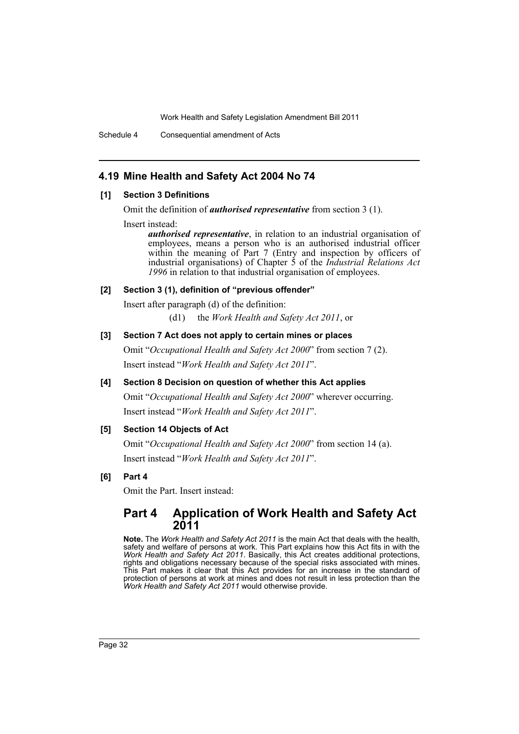## 4.19 Mine Health and Safety Act 2004 No 74

### [1] Section 3 Definitions

Omit the definition of ***authorised representative*** from section 3 (1).

Insert instead:

> ***authorised representative***, in relation to an industrial organisation of employees, means a person who is an authorised industrial officer within the meaning of Part 7 (Entry and inspection by officers of industrial organisations) of Chapter 5 of the *Industrial Relations Act 1996* in relation to that industrial organisation of employees.

### [2] Section 3 (1), definition of "previous offender"

Insert after paragraph (d) of the definition:

> (d1) the *Work Health and Safety Act 2011*, or

### [3] Section 7 Act does not apply to certain mines or places

Omit "*Occupational Health and Safety Act 2000*" from section 7 (2).

Insert instead "*Work Health and Safety Act 2011*".

### [4] Section 8 Decision on question of whether this Act applies

Omit "*Occupational Health and Safety Act 2000*" wherever occurring.

Insert instead "*Work Health and Safety Act 2011*".

### [5] Section 14 Objects of Act

Omit "*Occupational Health and Safety Act 2000*" from section 14 (a).

Insert instead "*Work Health and Safety Act 2011*".

### [6] Part 4

Omit the Part. Insert instead:

## Part 4 Application of Work Health and Safety Act 2011

**Note.** The *Work Health and Safety Act 2011* is the main Act that deals with the health, safety and welfare of persons at work. This Part explains how this Act fits in with the *Work Health and Safety Act 2011*. Basically, this Act creates additional protections, rights and obligations necessary because of the special risks associated with mines. This Part makes it clear that this Act provides for an increase in the standard of protection of persons at work at mines and does not result in less protection than the *Work Health and Safety Act 2011* would otherwise provide.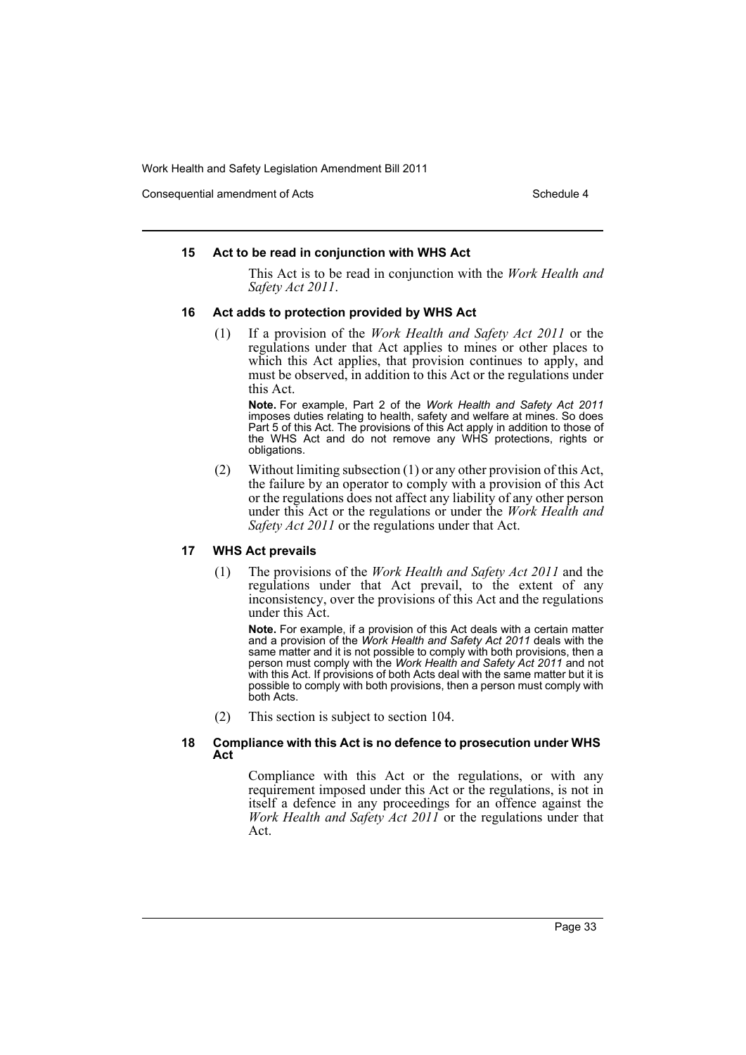**15 Act to be read in conjunction with WHS Act**

This Act is to be read in conjunction with the *Work Health and Safety Act 2011*.

**16 Act adds to protection provided by WHS Act**

(1) If a provision of the *Work Health and Safety Act 2011* or the regulations under that Act applies to mines or other places to which this Act applies, that provision continues to apply, and must be observed, in addition to this Act or the regulations under this Act.

**Note.** For example, Part 2 of the *Work Health and Safety Act 2011* imposes duties relating to health, safety and welfare at mines. So does Part 5 of this Act. The provisions of this Act apply in addition to those of the WHS Act and do not remove any WHS protections, rights or obligations.

(2) Without limiting subsection (1) or any other provision of this Act, the failure by an operator to comply with a provision of this Act or the regulations does not affect any liability of any other person under this Act or the regulations or under the *Work Health and Safety Act 2011* or the regulations under that Act.

**17 WHS Act prevails**

(1) The provisions of the *Work Health and Safety Act 2011* and the regulations under that Act prevail, to the extent of any inconsistency, over the provisions of this Act and the regulations under this Act.

**Note.** For example, if a provision of this Act deals with a certain matter and a provision of the *Work Health and Safety Act 2011* deals with the same matter and it is not possible to comply with both provisions, then a person must comply with the *Work Health and Safety Act 2011* and not with this Act. If provisions of both Acts deal with the same matter but it is possible to comply with both provisions, then a person must comply with both Acts.

(2) This section is subject to section 104.

**18 Compliance with this Act is no defence to prosecution under WHS Act**

Compliance with this Act or the regulations, or with any requirement imposed under this Act or the regulations, is not in itself a defence in any proceedings for an offence against the *Work Health and Safety Act 2011* or the regulations under that Act.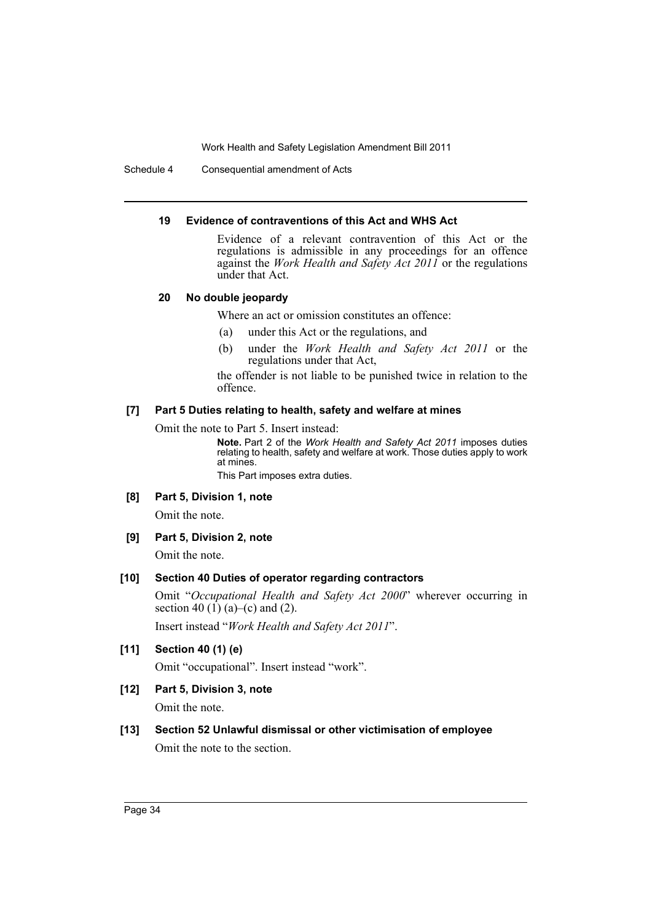#### 19 Evidence of contraventions of this Act and WHS Act

Evidence of a relevant contravention of this Act or the regulations is admissible in any proceedings for an offence against the *Work Health and Safety Act 2011* or the regulations under that Act.

#### 20 No double jeopardy

Where an act or omission constitutes an offence:

(a) under this Act or the regulations, and

(b) under the *Work Health and Safety Act 2011* or the regulations under that Act,

the offender is not liable to be punished twice in relation to the offence.

#### [7] Part 5 Duties relating to health, safety and welfare at mines

Omit the note to Part 5. Insert instead:

**Note.** Part 2 of the *Work Health and Safety Act 2011* imposes duties relating to health, safety and welfare at work. Those duties apply to work at mines.

This Part imposes extra duties.

#### [8] Part 5, Division 1, note

Omit the note.

#### [9] Part 5, Division 2, note

Omit the note.

#### [10] Section 40 Duties of operator regarding contractors

Omit "*Occupational Health and Safety Act 2000*" wherever occurring in section 40 (1) (a)–(c) and (2).

Insert instead "*Work Health and Safety Act 2011*".

#### [11] Section 40 (1) (e)

Omit "occupational". Insert instead "work".

#### [12] Part 5, Division 3, note

Omit the note.

#### [13] Section 52 Unlawful dismissal or other victimisation of employee

Omit the note to the section.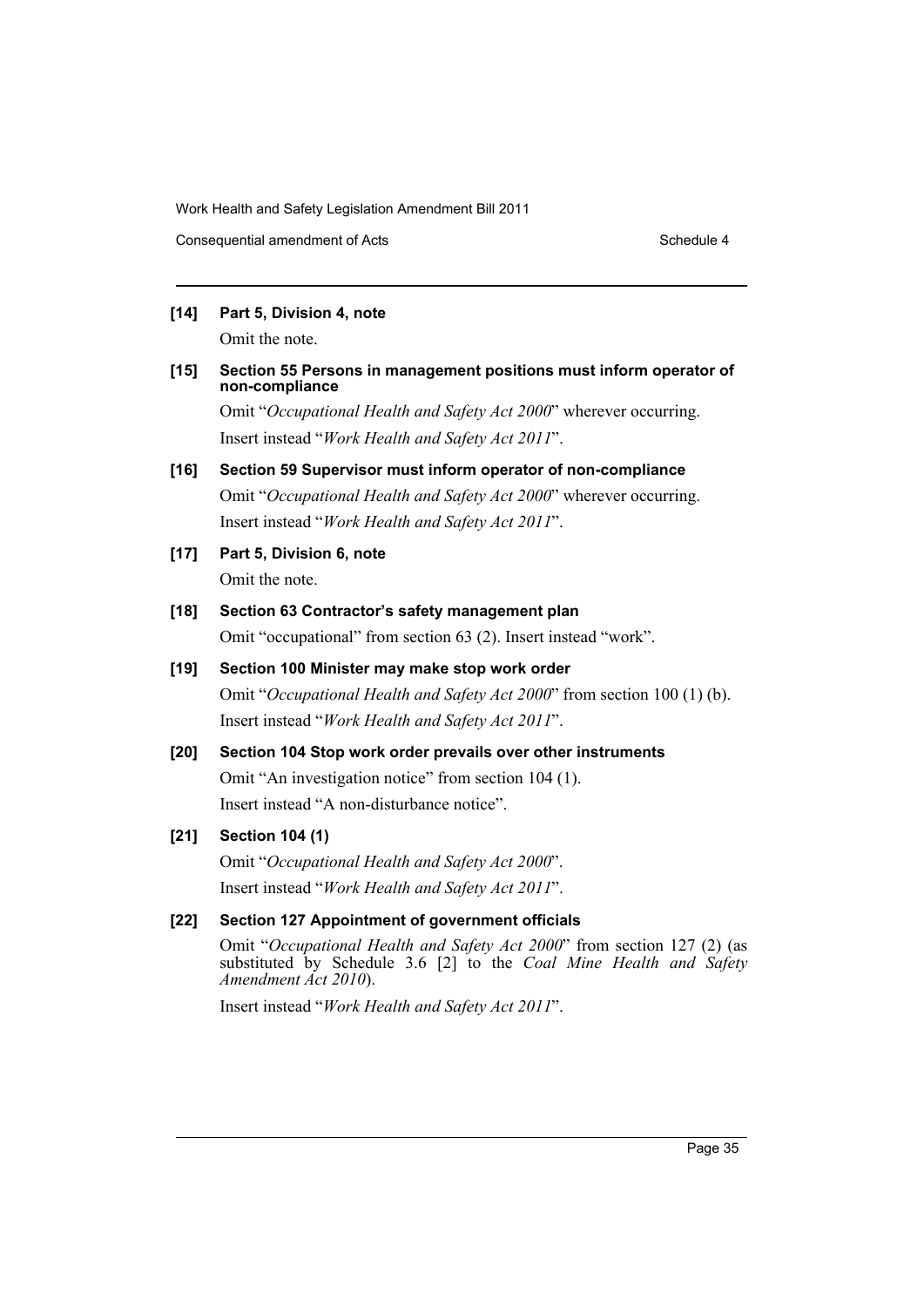**[14] Part 5, Division 4, note**

Omit the note.

**[15] Section 55 Persons in management positions must inform operator of non-compliance**

Omit "*Occupational Health and Safety Act 2000*" wherever occurring. Insert instead "*Work Health and Safety Act 2011*".

**[16] Section 59 Supervisor must inform operator of non-compliance**

Omit "*Occupational Health and Safety Act 2000*" wherever occurring. Insert instead "*Work Health and Safety Act 2011*".

**[17] Part 5, Division 6, note**

Omit the note.

**[18] Section 63 Contractor's safety management plan**

Omit "occupational" from section 63 (2). Insert instead "work".

**[19] Section 100 Minister may make stop work order**

Omit "*Occupational Health and Safety Act 2000*" from section 100 (1) (b). Insert instead "*Work Health and Safety Act 2011*".

**[20] Section 104 Stop work order prevails over other instruments**

Omit "An investigation notice" from section 104 (1).

Insert instead "A non-disturbance notice".

**[21] Section 104 (1)**

Omit "*Occupational Health and Safety Act 2000*".

Insert instead "*Work Health and Safety Act 2011*".

**[22] Section 127 Appointment of government officials**

Omit "*Occupational Health and Safety Act 2000*" from section 127 (2) (as substituted by Schedule 3.6 [2] to the *Coal Mine Health and Safety Amendment Act 2010*).

Insert instead "*Work Health and Safety Act 2011*".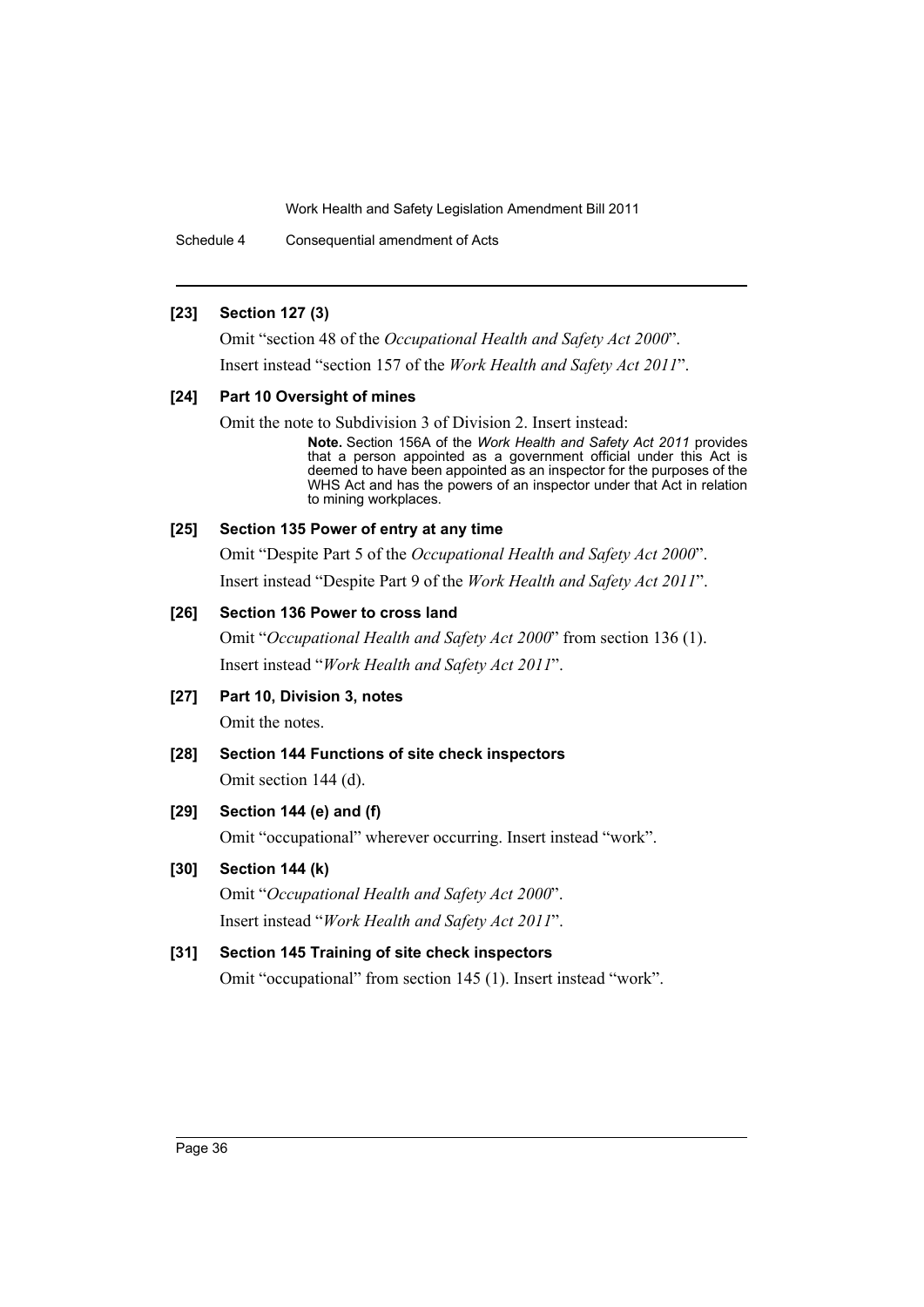**[23] Section 127 (3)**

Omit "section 48 of the *Occupational Health and Safety Act 2000*".

Insert instead "section 157 of the *Work Health and Safety Act 2011*".

**[24] Part 10 Oversight of mines**

Omit the note to Subdivision 3 of Division 2. Insert instead:

> **Note.** Section 156A of the *Work Health and Safety Act 2011* provides that a person appointed as a government official under this Act is deemed to have been appointed as an inspector for the purposes of the WHS Act and has the powers of an inspector under that Act in relation to mining workplaces.

**[25] Section 135 Power of entry at any time**

Omit "Despite Part 5 of the *Occupational Health and Safety Act 2000*".

Insert instead "Despite Part 9 of the *Work Health and Safety Act 2011*".

**[26] Section 136 Power to cross land**

Omit "*Occupational Health and Safety Act 2000*" from section 136 (1).

Insert instead "*Work Health and Safety Act 2011*".

**[27] Part 10, Division 3, notes**

Omit the notes.

**[28] Section 144 Functions of site check inspectors**

Omit section 144 (d).

**[29] Section 144 (e) and (f)**

Omit "occupational" wherever occurring. Insert instead "work".

**[30] Section 144 (k)**

Omit "*Occupational Health and Safety Act 2000*".

Insert instead "*Work Health and Safety Act 2011*".

**[31] Section 145 Training of site check inspectors**

Omit "occupational" from section 145 (1). Insert instead "work".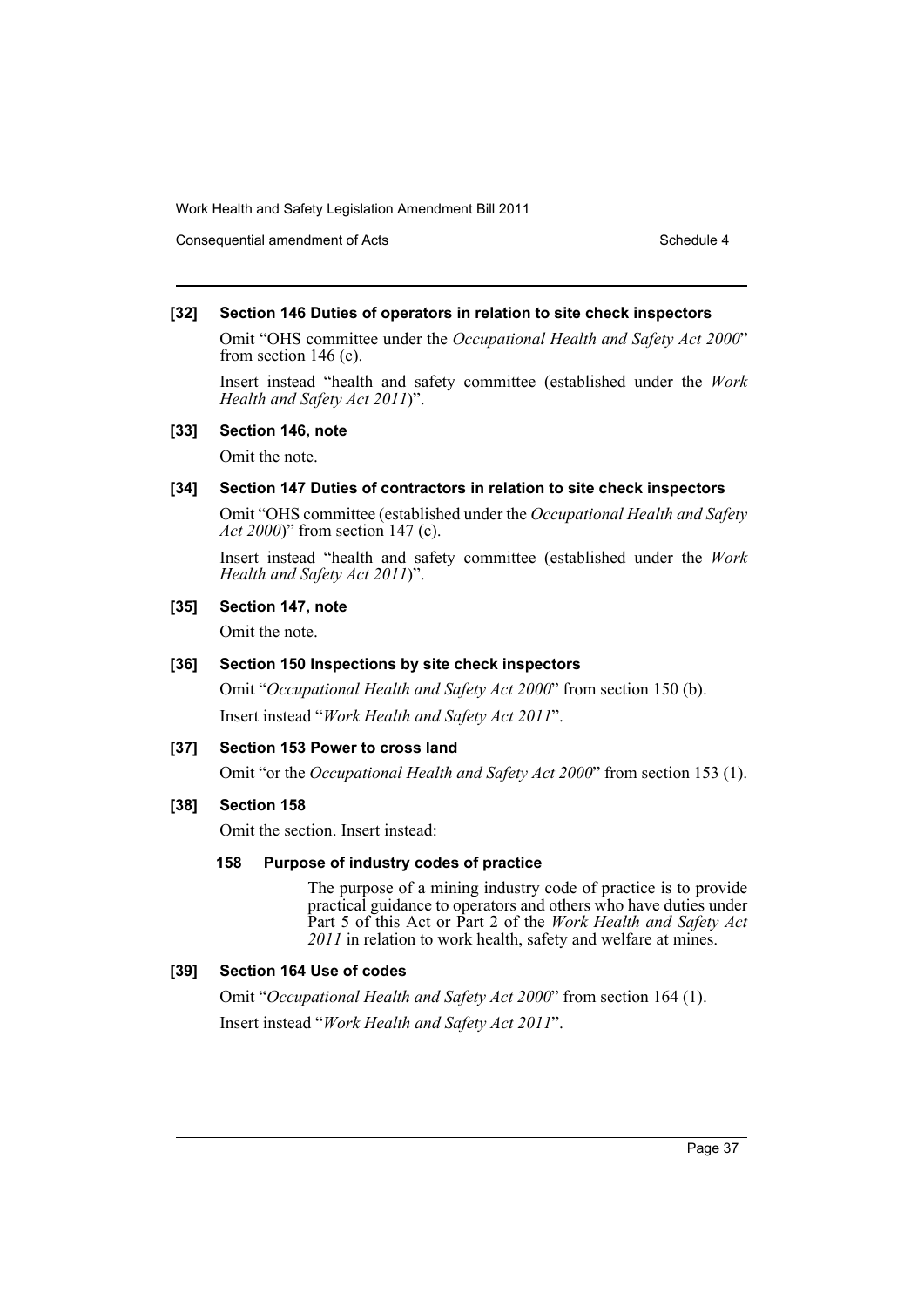### [32] Section 146 Duties of operators in relation to site check inspectors

Omit "OHS committee under the *Occupational Health and Safety Act 2000*" from section 146 (c).

Insert instead "health and safety committee (established under the *Work Health and Safety Act 2011*)".

### [33] Section 146, note

Omit the note.

### [34] Section 147 Duties of contractors in relation to site check inspectors

Omit "OHS committee (established under the *Occupational Health and Safety Act 2000*)" from section 147 (c).

Insert instead "health and safety committee (established under the *Work Health and Safety Act 2011*)".

### [35] Section 147, note

Omit the note.

### [36] Section 150 Inspections by site check inspectors

Omit "*Occupational Health and Safety Act 2000*" from section 150 (b).

Insert instead "*Work Health and Safety Act 2011*".

### [37] Section 153 Power to cross land

Omit "or the *Occupational Health and Safety Act 2000*" from section 153 (1).

### [38] Section 158

Omit the section. Insert instead:

#### 158 Purpose of industry codes of practice

The purpose of a mining industry code of practice is to provide practical guidance to operators and others who have duties under Part 5 of this Act or Part 2 of the *Work Health and Safety Act 2011* in relation to work health, safety and welfare at mines.

### [39] Section 164 Use of codes

Omit "*Occupational Health and Safety Act 2000*" from section 164 (1).

Insert instead "*Work Health and Safety Act 2011*".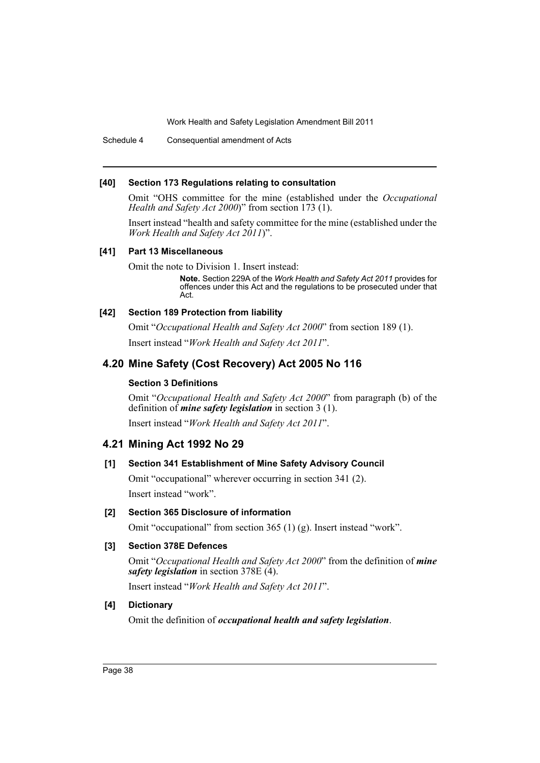#### [40] Section 173 Regulations relating to consultation

Omit "OHS committee for the mine (established under the *Occupational Health and Safety Act 2000*)" from section 173 (1).

Insert instead "health and safety committee for the mine (established under the *Work Health and Safety Act 2011*)".

#### [41] Part 13 Miscellaneous

Omit the note to Division 1. Insert instead:

> **Note.** Section 229A of the *Work Health and Safety Act 2011* provides for offences under this Act and the regulations to be prosecuted under that Act.

#### [42] Section 189 Protection from liability

Omit "*Occupational Health and Safety Act 2000*" from section 189 (1).

Insert instead "*Work Health and Safety Act 2011*".

## 4.20 Mine Safety (Cost Recovery) Act 2005 No 116

#### Section 3 Definitions

Omit "*Occupational Health and Safety Act 2000*" from paragraph (b) of the definition of ***mine safety legislation*** in section 3 (1).

Insert instead "*Work Health and Safety Act 2011*".

## 4.21 Mining Act 1992 No 29

#### [1] Section 341 Establishment of Mine Safety Advisory Council

Omit "occupational" wherever occurring in section 341 (2).

Insert instead "work".

#### [2] Section 365 Disclosure of information

Omit "occupational" from section 365 (1) (g). Insert instead "work".

#### [3] Section 378E Defences

Omit "*Occupational Health and Safety Act 2000*" from the definition of ***mine safety legislation*** in section 378E (4).

Insert instead "*Work Health and Safety Act 2011*".

#### [4] Dictionary

Omit the definition of ***occupational health and safety legislation***.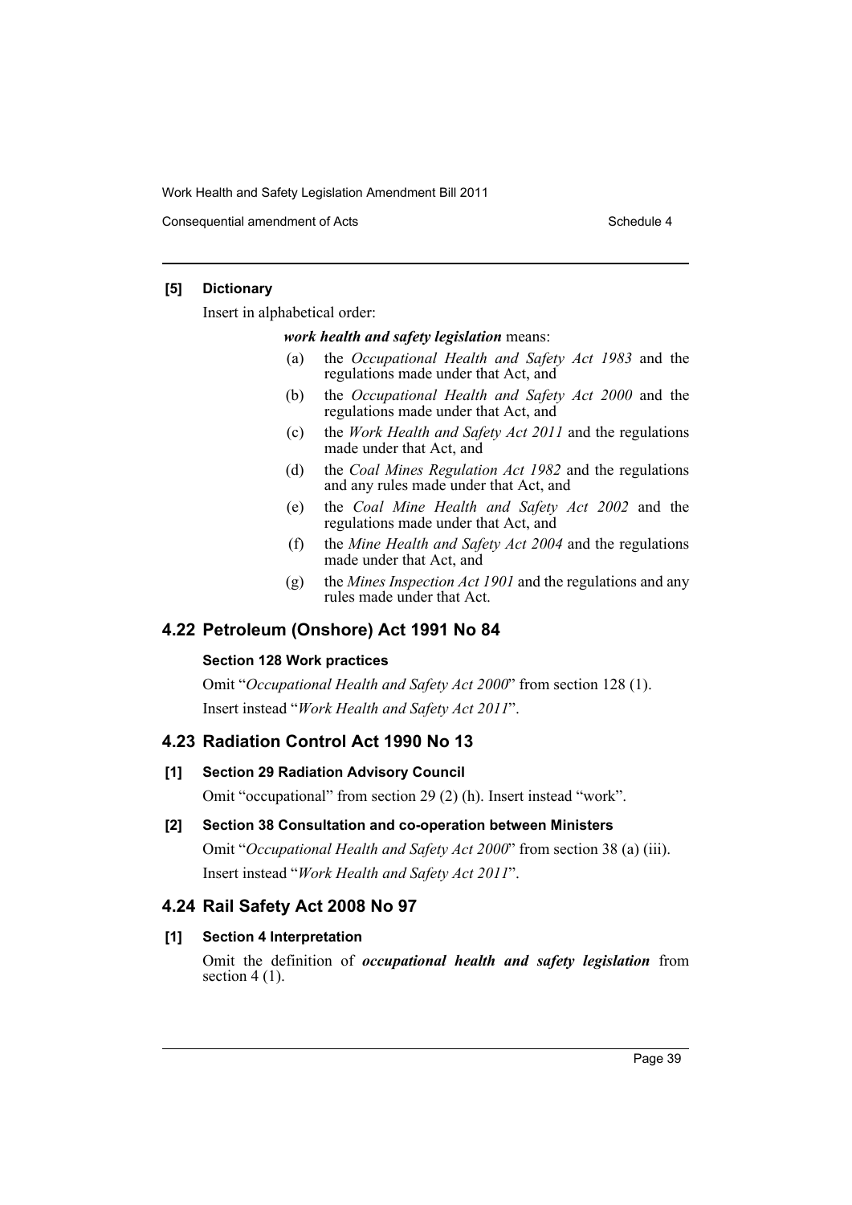#### [5] Dictionary

Insert in alphabetical order:

***work health and safety legislation*** means:

(a) the *Occupational Health and Safety Act 1983* and the regulations made under that Act, and

(b) the *Occupational Health and Safety Act 2000* and the regulations made under that Act, and

(c) the *Work Health and Safety Act 2011* and the regulations made under that Act, and

(d) the *Coal Mines Regulation Act 1982* and the regulations and any rules made under that Act, and

(e) the *Coal Mine Health and Safety Act 2002* and the regulations made under that Act, and

(f) the *Mine Health and Safety Act 2004* and the regulations made under that Act, and

(g) the *Mines Inspection Act 1901* and the regulations and any rules made under that Act.

## 4.22 Petroleum (Onshore) Act 1991 No 84

#### Section 128 Work practices

Omit "*Occupational Health and Safety Act 2000*" from section 128 (1).

Insert instead "*Work Health and Safety Act 2011*".

## 4.23 Radiation Control Act 1990 No 13

#### [1] Section 29 Radiation Advisory Council

Omit "occupational" from section 29 (2) (h). Insert instead "work".

#### [2] Section 38 Consultation and co-operation between Ministers

Omit "*Occupational Health and Safety Act 2000*" from section 38 (a) (iii).

Insert instead "*Work Health and Safety Act 2011*".

## 4.24 Rail Safety Act 2008 No 97

#### [1] Section 4 Interpretation

Omit the definition of ***occupational health and safety legislation*** from section 4 (1).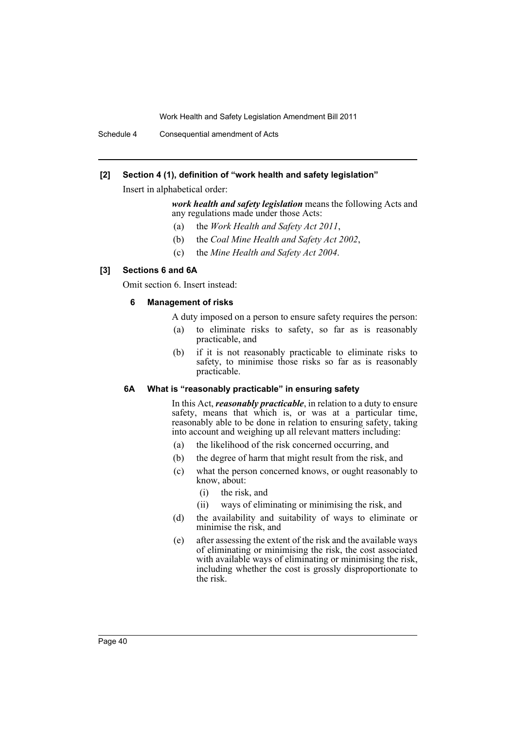### [2] Section 4 (1), definition of "work health and safety legislation"

Insert in alphabetical order:

> ***work health and safety legislation*** means the following Acts and any regulations made under those Acts:
>
> (a) the *Work Health and Safety Act 2011*,
>
> (b) the *Coal Mine Health and Safety Act 2002*,
>
> (c) the *Mine Health and Safety Act 2004*.

### [3] Sections 6 and 6A

Omit section 6. Insert instead:

#### 6 Management of risks

A duty imposed on a person to ensure safety requires the person:

(a) to eliminate risks to safety, so far as is reasonably practicable, and

(b) if it is not reasonably practicable to eliminate risks to safety, to minimise those risks so far as is reasonably practicable.

#### 6A What is "reasonably practicable" in ensuring safety

In this Act, ***reasonably practicable***, in relation to a duty to ensure safety, means that which is, or was at a particular time, reasonably able to be done in relation to ensuring safety, taking into account and weighing up all relevant matters including:

(a) the likelihood of the risk concerned occurring, and

(b) the degree of harm that might result from the risk, and

(c) what the person concerned knows, or ought reasonably to know, about:

- (i) the risk, and
- (ii) ways of eliminating or minimising the risk, and

(d) the availability and suitability of ways to eliminate or minimise the risk, and

(e) after assessing the extent of the risk and the available ways of eliminating or minimising the risk, the cost associated with available ways of eliminating or minimising the risk, including whether the cost is grossly disproportionate to the risk.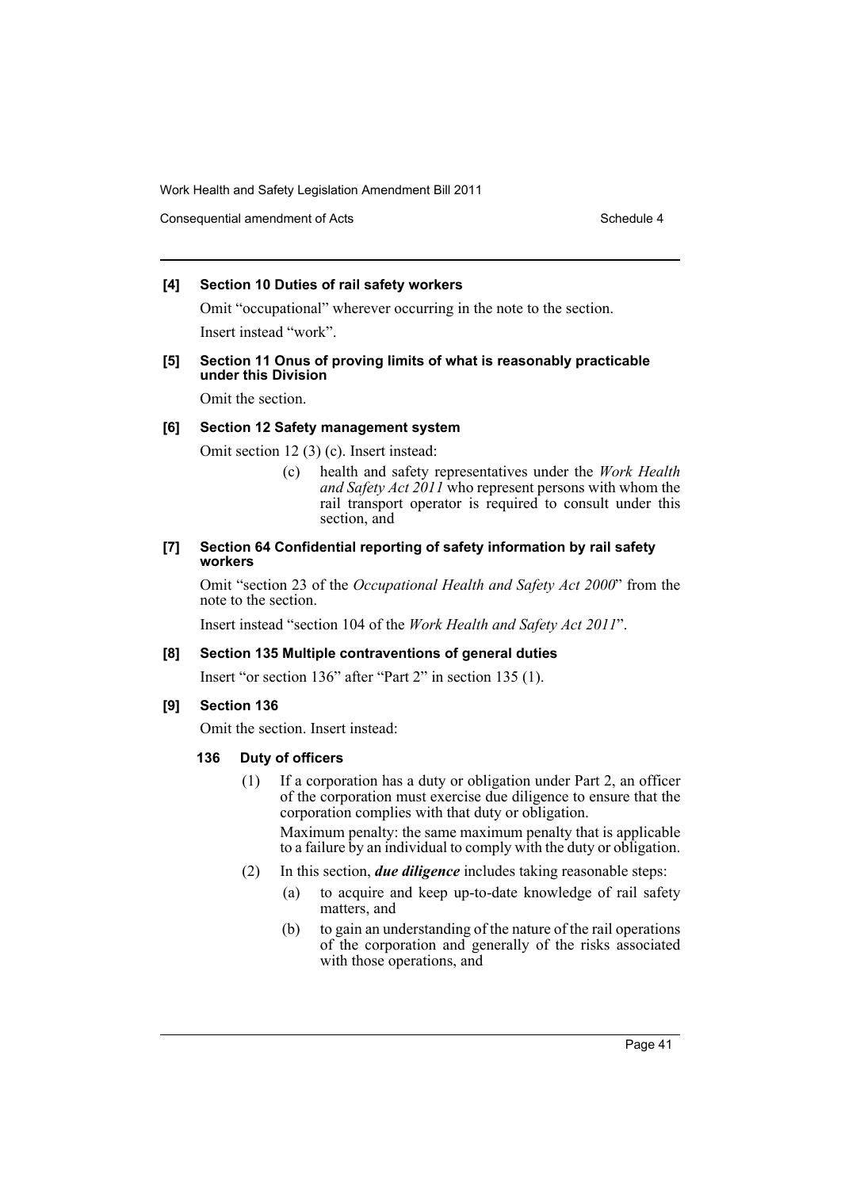**[4] Section 10 Duties of rail safety workers**

Omit "occupational" wherever occurring in the note to the section.

Insert instead "work".

**[5] Section 11 Onus of proving limits of what is reasonably practicable under this Division**

Omit the section.

**[6] Section 12 Safety management system**

Omit section 12 (3) (c). Insert instead:

> (c) health and safety representatives under the *Work Health and Safety Act 2011* who represent persons with whom the rail transport operator is required to consult under this section, and

**[7] Section 64 Confidential reporting of safety information by rail safety workers**

Omit "section 23 of the *Occupational Health and Safety Act 2000*" from the note to the section.

Insert instead "section 104 of the *Work Health and Safety Act 2011*".

**[8] Section 135 Multiple contraventions of general duties**

Insert "or section 136" after "Part 2" in section 135 (1).

**[9] Section 136**

Omit the section. Insert instead:

**136 Duty of officers**

(1) If a corporation has a duty or obligation under Part 2, an officer of the corporation must exercise due diligence to ensure that the corporation complies with that duty or obligation.

Maximum penalty: the same maximum penalty that is applicable to a failure by an individual to comply with the duty or obligation.

(2) In this section, ***due diligence*** includes taking reasonable steps:

(a) to acquire and keep up-to-date knowledge of rail safety matters, and

(b) to gain an understanding of the nature of the rail operations of the corporation and generally of the risks associated with those operations, and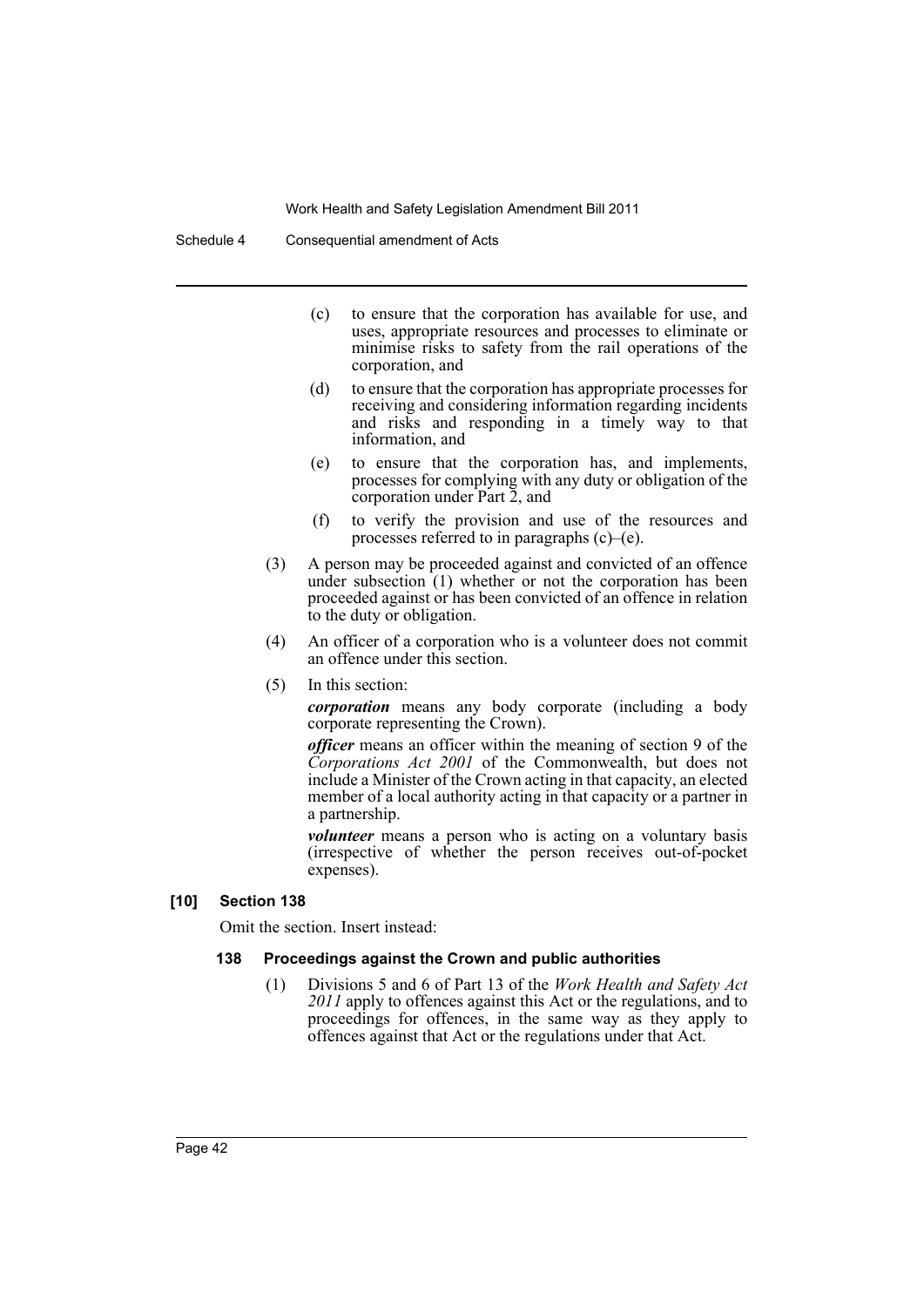(c) to ensure that the corporation has available for use, and uses, appropriate resources and processes to eliminate or minimise risks to safety from the rail operations of the corporation, and

(d) to ensure that the corporation has appropriate processes for receiving and considering information regarding incidents and risks and responding in a timely way to that information, and

(e) to ensure that the corporation has, and implements, processes for complying with any duty or obligation of the corporation under Part 2, and

(f) to verify the provision and use of the resources and processes referred to in paragraphs (c)–(e).

(3) A person may be proceeded against and convicted of an offence under subsection (1) whether or not the corporation has been proceeded against or has been convicted of an offence in relation to the duty or obligation.

(4) An officer of a corporation who is a volunteer does not commit an offence under this section.

(5) In this section:

***corporation*** means any body corporate (including a body corporate representing the Crown).

***officer*** means an officer within the meaning of section 9 of the *Corporations Act 2001* of the Commonwealth, but does not include a Minister of the Crown acting in that capacity, an elected member of a local authority acting in that capacity or a partner in a partnership.

***volunteer*** means a person who is acting on a voluntary basis (irrespective of whether the person receives out-of-pocket expenses).

**[10] Section 138**

Omit the section. Insert instead:

**138 Proceedings against the Crown and public authorities**

(1) Divisions 5 and 6 of Part 13 of the *Work Health and Safety Act 2011* apply to offences against this Act or the regulations, and to proceedings for offences, in the same way as they apply to offences against that Act or the regulations under that Act.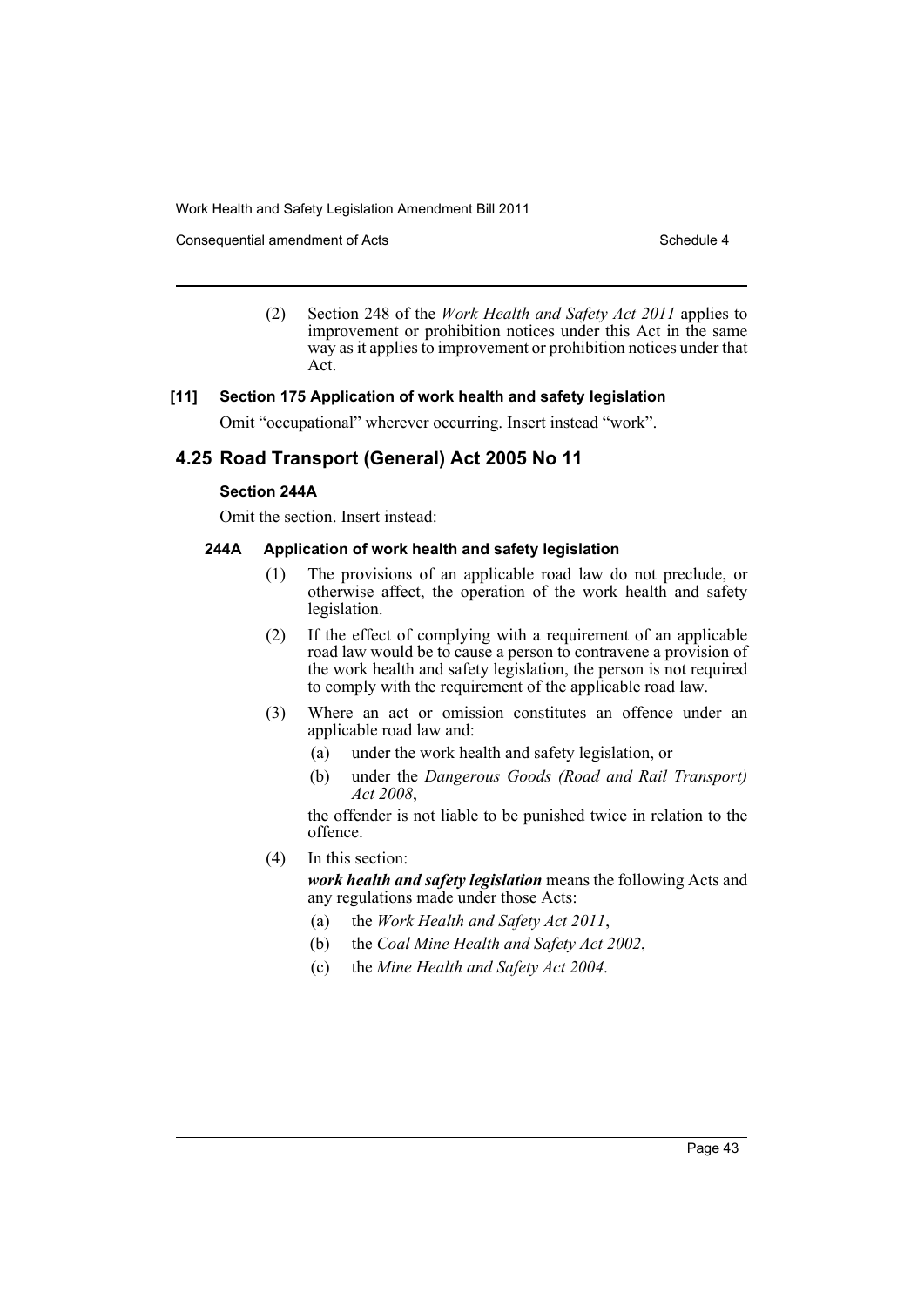(2) Section 248 of the *Work Health and Safety Act 2011* applies to improvement or prohibition notices under this Act in the same way as it applies to improvement or prohibition notices under that Act.

### [11] Section 175 Application of work health and safety legislation

Omit "occupational" wherever occurring. Insert instead "work".

## 4.25 Road Transport (General) Act 2005 No 11

### Section 244A

Omit the section. Insert instead:

#### 244A Application of work health and safety legislation

(1) The provisions of an applicable road law do not preclude, or otherwise affect, the operation of the work health and safety legislation.

(2) If the effect of complying with a requirement of an applicable road law would be to cause a person to contravene a provision of the work health and safety legislation, the person is not required to comply with the requirement of the applicable road law.

(3) Where an act or omission constitutes an offence under an applicable road law and:

(a) under the work health and safety legislation, or

(b) under the *Dangerous Goods (Road and Rail Transport) Act 2008*,

the offender is not liable to be punished twice in relation to the offence.

(4) In this section:

***work health and safety legislation*** means the following Acts and any regulations made under those Acts:

(a) the *Work Health and Safety Act 2011*,

(b) the *Coal Mine Health and Safety Act 2002*,

(c) the *Mine Health and Safety Act 2004*.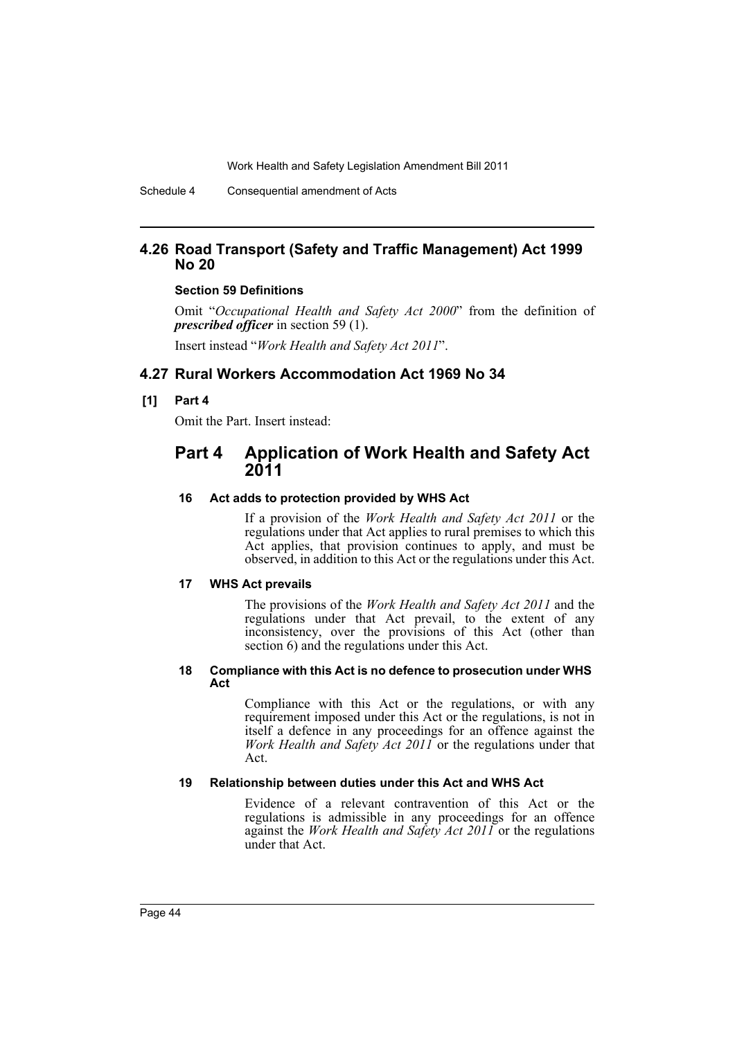## 4.26 Road Transport (Safety and Traffic Management) Act 1999 No 20

#### Section 59 Definitions

Omit "*Occupational Health and Safety Act 2000*" from the definition of ***prescribed officer*** in section 59 (1).

Insert instead "*Work Health and Safety Act 2011*".

## 4.27 Rural Workers Accommodation Act 1969 No 34

#### [1] Part 4

Omit the Part. Insert instead:

# Part 4 Application of Work Health and Safety Act 2011

#### 16 Act adds to protection provided by WHS Act

If a provision of the *Work Health and Safety Act 2011* or the regulations under that Act applies to rural premises to which this Act applies, that provision continues to apply, and must be observed, in addition to this Act or the regulations under this Act.

#### 17 WHS Act prevails

The provisions of the *Work Health and Safety Act 2011* and the regulations under that Act prevail, to the extent of any inconsistency, over the provisions of this Act (other than section 6) and the regulations under this Act.

#### 18 Compliance with this Act is no defence to prosecution under WHS Act

Compliance with this Act or the regulations, or with any requirement imposed under this Act or the regulations, is not in itself a defence in any proceedings for an offence against the *Work Health and Safety Act 2011* or the regulations under that Act.

#### 19 Relationship between duties under this Act and WHS Act

Evidence of a relevant contravention of this Act or the regulations is admissible in any proceedings for an offence against the *Work Health and Safety Act 2011* or the regulations under that Act.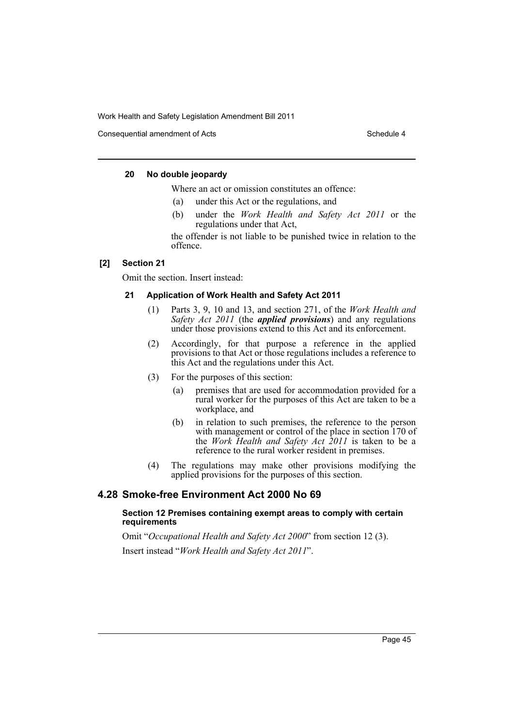#### 20 No double jeopardy

Where an act or omission constitutes an offence:

(a) under this Act or the regulations, and

(b) under the *Work Health and Safety Act 2011* or the regulations under that Act,

the offender is not liable to be punished twice in relation to the offence.

### [2] Section 21

Omit the section. Insert instead:

#### 21 Application of Work Health and Safety Act 2011

(1) Parts 3, 9, 10 and 13, and section 271, of the *Work Health and Safety Act 2011* (the ***applied provisions***) and any regulations under those provisions extend to this Act and its enforcement.

(2) Accordingly, for that purpose a reference in the applied provisions to that Act or those regulations includes a reference to this Act and the regulations under this Act.

(3) For the purposes of this section:

(a) premises that are used for accommodation provided for a rural worker for the purposes of this Act are taken to be a workplace, and

(b) in relation to such premises, the reference to the person with management or control of the place in section 170 of the *Work Health and Safety Act 2011* is taken to be a reference to the rural worker resident in premises.

(4) The regulations may make other provisions modifying the applied provisions for the purposes of this section.

## 4.28 Smoke-free Environment Act 2000 No 69

#### Section 12 Premises containing exempt areas to comply with certain requirements

Omit "*Occupational Health and Safety Act 2000*" from section 12 (3).

Insert instead "*Work Health and Safety Act 2011*".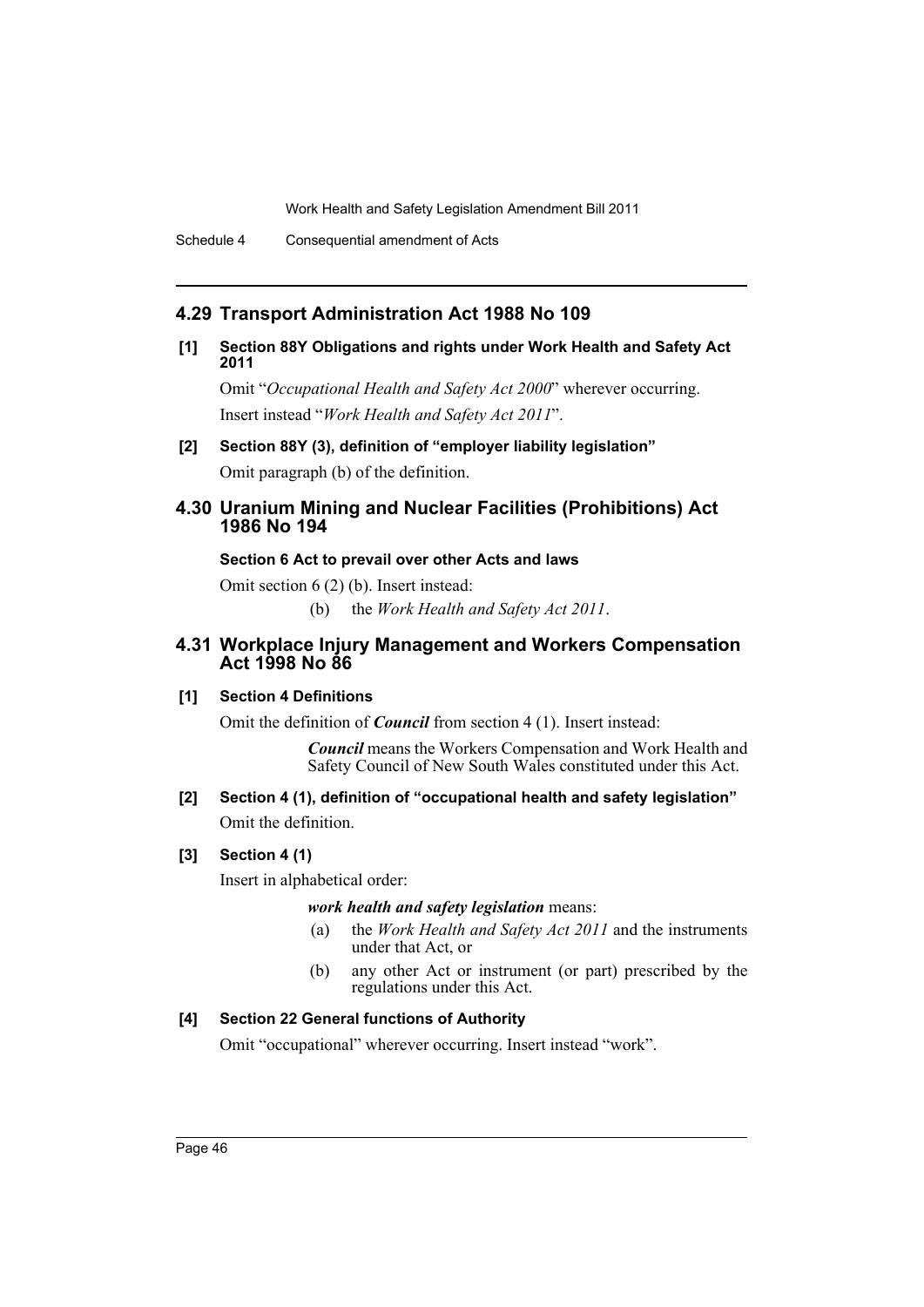## 4.29 Transport Administration Act 1988 No 109

**[1] Section 88Y Obligations and rights under Work Health and Safety Act 2011**

Omit "*Occupational Health and Safety Act 2000*" wherever occurring.

Insert instead "*Work Health and Safety Act 2011*".

**[2] Section 88Y (3), definition of "employer liability legislation"**

Omit paragraph (b) of the definition.

## 4.30 Uranium Mining and Nuclear Facilities (Prohibitions) Act 1986 No 194

**Section 6 Act to prevail over other Acts and laws**

Omit section 6 (2) (b). Insert instead:

(b) the *Work Health and Safety Act 2011*.

## 4.31 Workplace Injury Management and Workers Compensation Act 1998 No 86

**[1] Section 4 Definitions**

Omit the definition of ***Council*** from section 4 (1). Insert instead:

> ***Council*** means the Workers Compensation and Work Health and Safety Council of New South Wales constituted under this Act.

**[2] Section 4 (1), definition of "occupational health and safety legislation"**

Omit the definition.

**[3] Section 4 (1)**

Insert in alphabetical order:

> ***work health and safety legislation*** means:
>
> (a) the *Work Health and Safety Act 2011* and the instruments under that Act, or
>
> (b) any other Act or instrument (or part) prescribed by the regulations under this Act.

**[4] Section 22 General functions of Authority**

Omit "occupational" wherever occurring. Insert instead "work".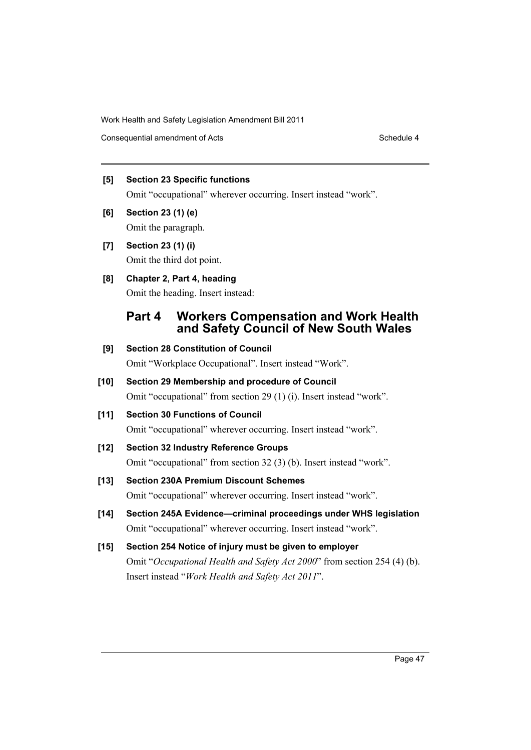**[5] Section 23 Specific functions**

Omit "occupational" wherever occurring. Insert instead "work".

**[6] Section 23 (1) (e)**

Omit the paragraph.

**[7] Section 23 (1) (i)**

Omit the third dot point.

**[8] Chapter 2, Part 4, heading**

Omit the heading. Insert instead:

## Part 4 Workers Compensation and Work Health and Safety Council of New South Wales

**[9] Section 28 Constitution of Council**

Omit "Workplace Occupational". Insert instead "Work".

**[10] Section 29 Membership and procedure of Council**

Omit "occupational" from section 29 (1) (i). Insert instead "work".

**[11] Section 30 Functions of Council**

Omit "occupational" wherever occurring. Insert instead "work".

**[12] Section 32 Industry Reference Groups**

Omit "occupational" from section 32 (3) (b). Insert instead "work".

**[13] Section 230A Premium Discount Schemes**

Omit "occupational" wherever occurring. Insert instead "work".

**[14] Section 245A Evidence—criminal proceedings under WHS legislation**

Omit "occupational" wherever occurring. Insert instead "work".

**[15] Section 254 Notice of injury must be given to employer**

Omit "*Occupational Health and Safety Act 2000*" from section 254 (4) (b). Insert instead "*Work Health and Safety Act 2011*".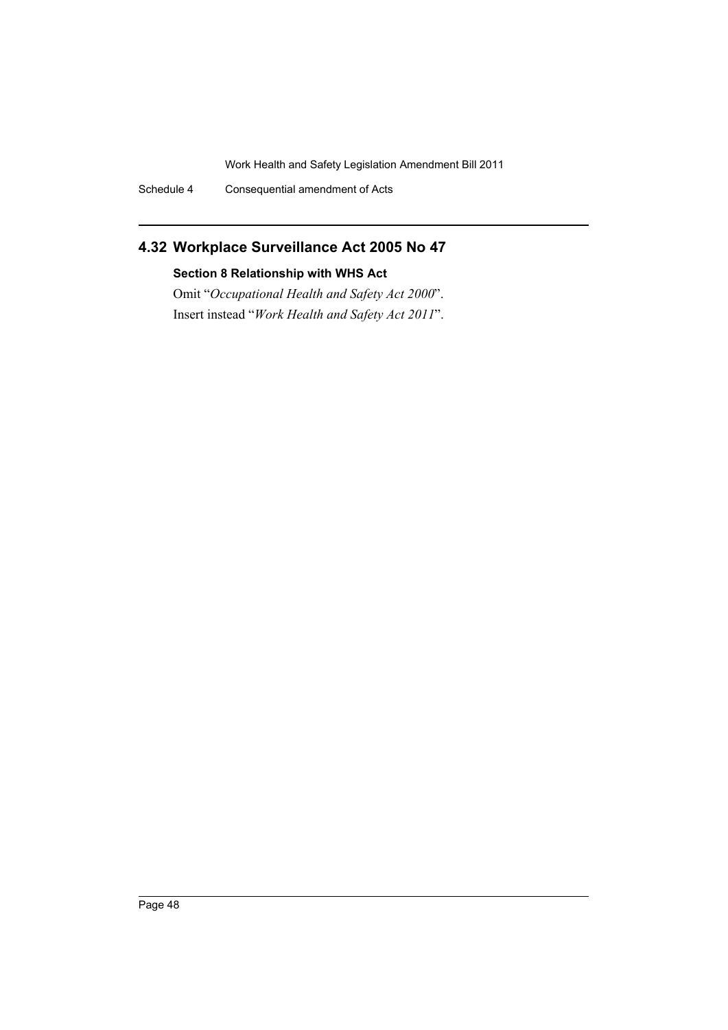## 4.32 Workplace Surveillance Act 2005 No 47

**Section 8 Relationship with WHS Act**

Omit "*Occupational Health and Safety Act 2000*".

Insert instead "*Work Health and Safety Act 2011*".